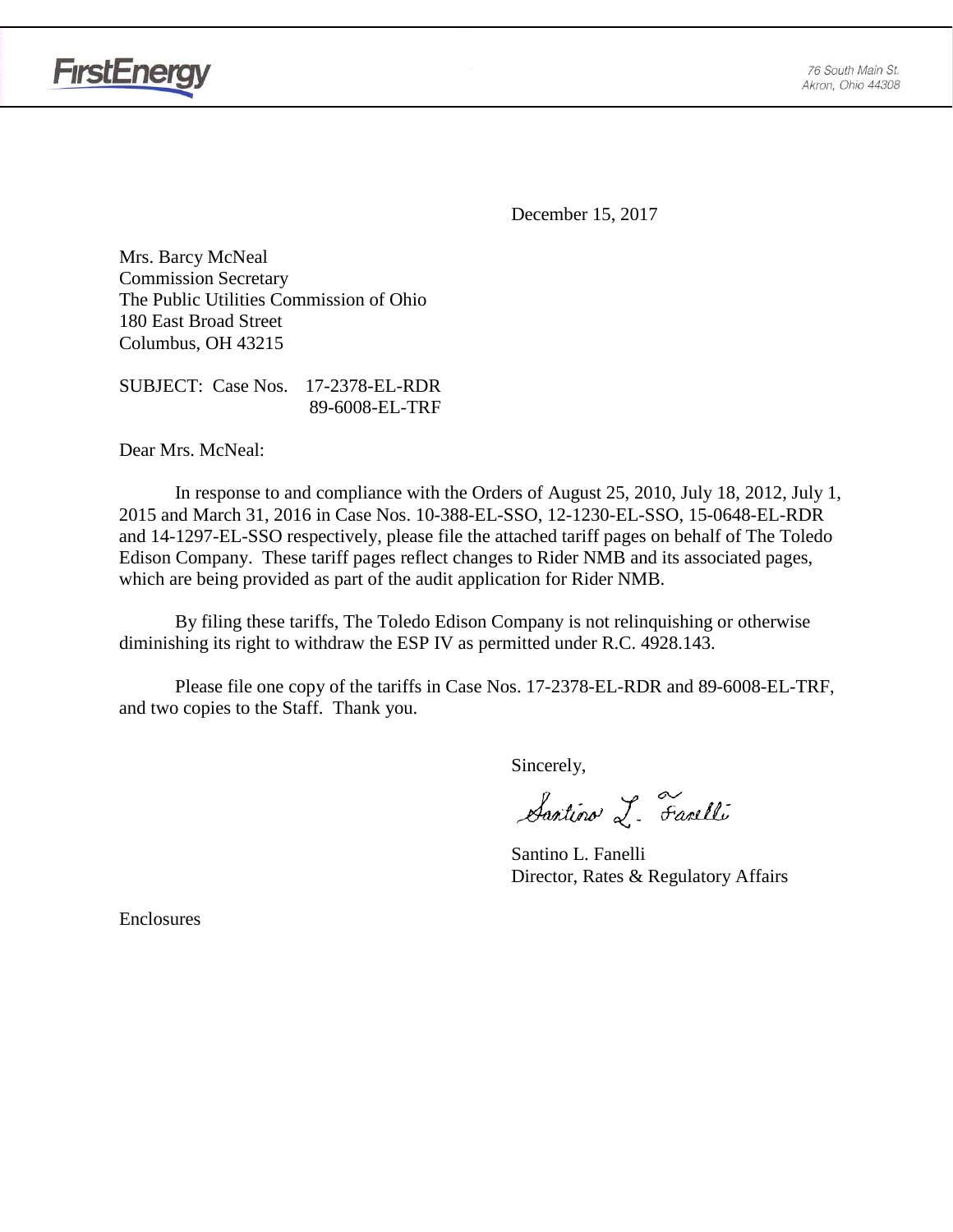FirstEnergy

76 South Main St.
Akron, Ohio 44308

December 15, 2017

Mrs. Barcy McNeal
Commission Secretary
The Public Utilities Commission of Ohio
180 East Broad Street
Columbus, OH 43215

SUBJECT: Case Nos. 17-2378-EL-RDR
89-6008-EL-TRF

Dear Mrs. McNeal:

In response to and compliance with the Orders of August 25, 2010, July 18, 2012, July 1, 2015 and March 31, 2016 in Case Nos. 10-388-EL-SSO, 12-1230-EL-SSO, 15-0648-EL-RDR and 14-1297-EL-SSO respectively, please file the attached tariff pages on behalf of The Toledo Edison Company. These tariff pages reflect changes to Rider NMB and its associated pages, which are being provided as part of the audit application for Rider NMB.

By filing these tariffs, The Toledo Edison Company is not relinquishing or otherwise diminishing its right to withdraw the ESP IV as permitted under R.C. 4928.143.

Please file one copy of the tariffs in Case Nos. 17-2378-EL-RDR and 89-6008-EL-TRF, and two copies to the Staff. Thank you.

Sincerely,

Santino L. Fanelli

Santino L. Fanelli
Director, Rates & Regulatory Affairs

Enclosures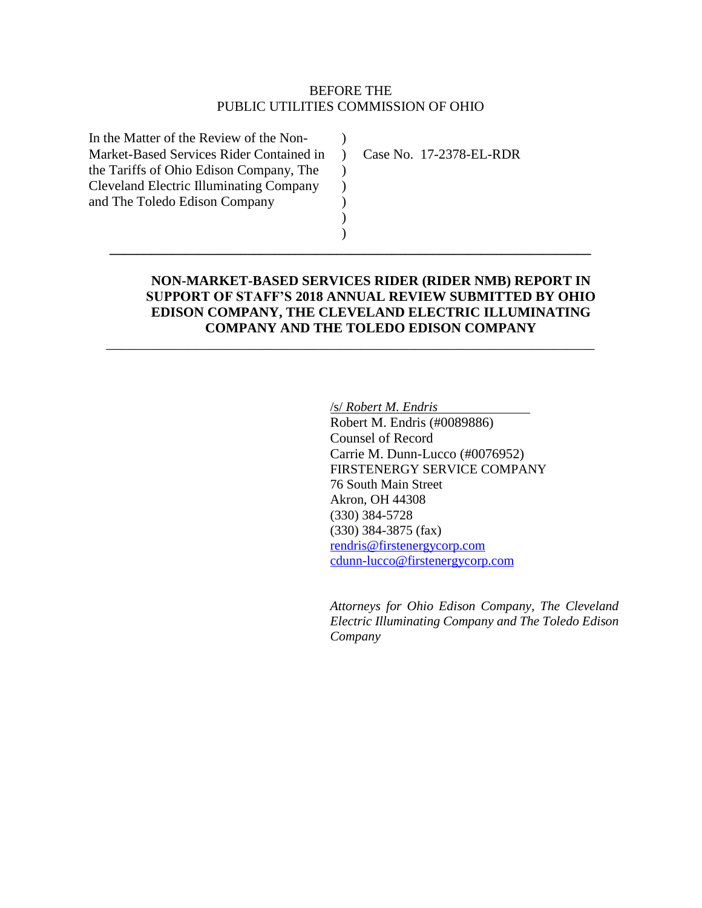BEFORE THE
PUBLIC UTILITIES COMMISSION OF OHIO

| | | |
|---|---|---|
| In the Matter of the Review of the Non-Market-Based Services Rider Contained in the Tariffs of Ohio Edison Company, The Cleveland Electric Illuminating Company and The Toledo Edison Company | ) ) ) ) ) ) ) | Case No. 17-2378-EL-RDR |

---

**NON-MARKET-BASED SERVICES RIDER (RIDER NMB) REPORT IN SUPPORT OF STAFF'S 2018 ANNUAL REVIEW SUBMITTED BY OHIO EDISON COMPANY, THE CLEVELAND ELECTRIC ILLUMINATING COMPANY AND THE TOLEDO EDISON COMPANY**

---

/s/ *Robert M. Endris*
Robert M. Endris (#0089886)
Counsel of Record
Carrie M. Dunn-Lucco (#0076952)
FIRSTENERGY SERVICE COMPANY
76 South Main Street
Akron, OH 44308
(330) 384-5728
(330) 384-3875 (fax)
rendris@firstenergycorp.com
cdunn-lucco@firstenergycorp.com

*Attorneys for Ohio Edison Company, The Cleveland Electric Illuminating Company and The Toledo Edison Company*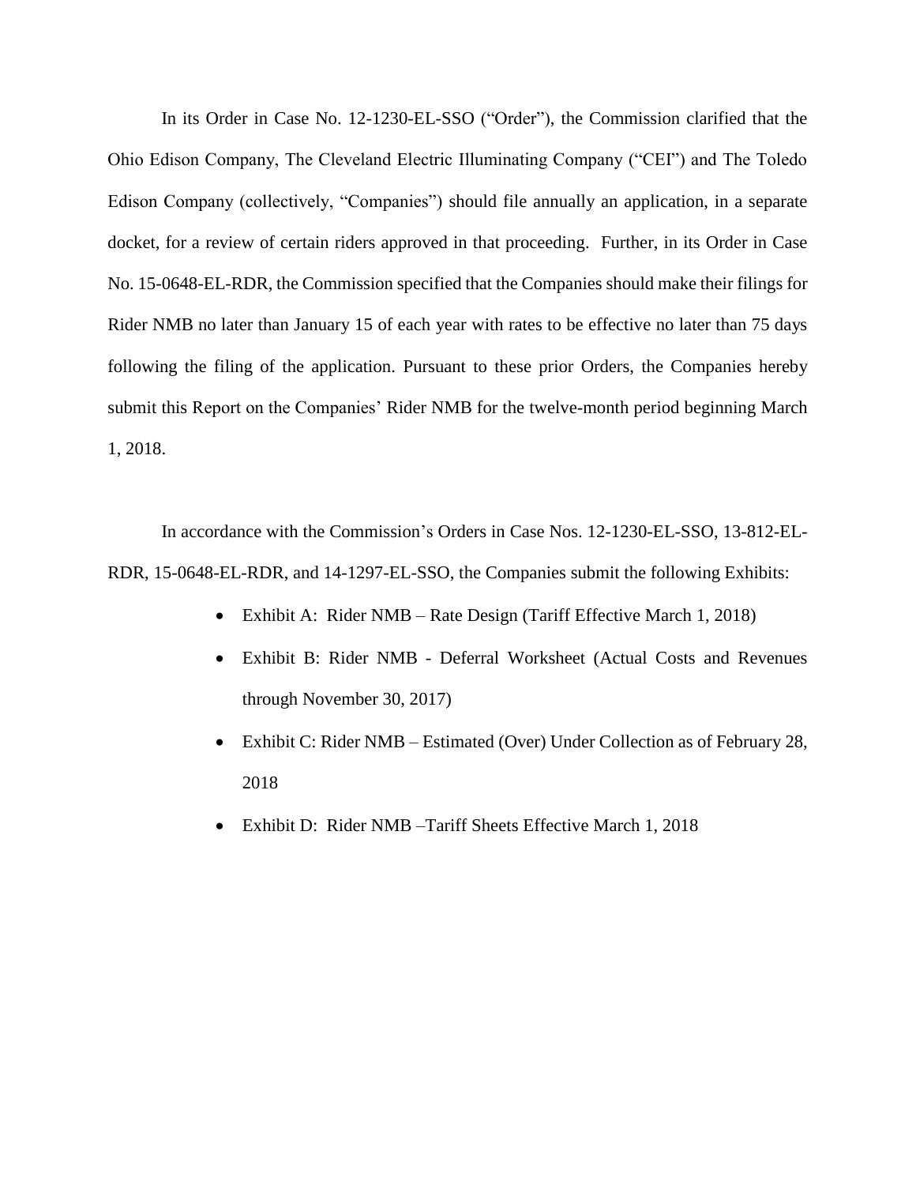In its Order in Case No. 12-1230-EL-SSO ("Order"), the Commission clarified that the Ohio Edison Company, The Cleveland Electric Illuminating Company ("CEI") and The Toledo Edison Company (collectively, "Companies") should file annually an application, in a separate docket, for a review of certain riders approved in that proceeding. Further, in its Order in Case No. 15-0648-EL-RDR, the Commission specified that the Companies should make their filings for Rider NMB no later than January 15 of each year with rates to be effective no later than 75 days following the filing of the application. Pursuant to these prior Orders, the Companies hereby submit this Report on the Companies' Rider NMB for the twelve-month period beginning March 1, 2018.

In accordance with the Commission's Orders in Case Nos. 12-1230-EL-SSO, 13-812-EL-RDR, 15-0648-EL-RDR, and 14-1297-EL-SSO, the Companies submit the following Exhibits:

- Exhibit A: Rider NMB – Rate Design (Tariff Effective March 1, 2018)
- Exhibit B: Rider NMB - Deferral Worksheet (Actual Costs and Revenues through November 30, 2017)
- Exhibit C: Rider NMB – Estimated (Over) Under Collection as of February 28, 2018
- Exhibit D: Rider NMB –Tariff Sheets Effective March 1, 2018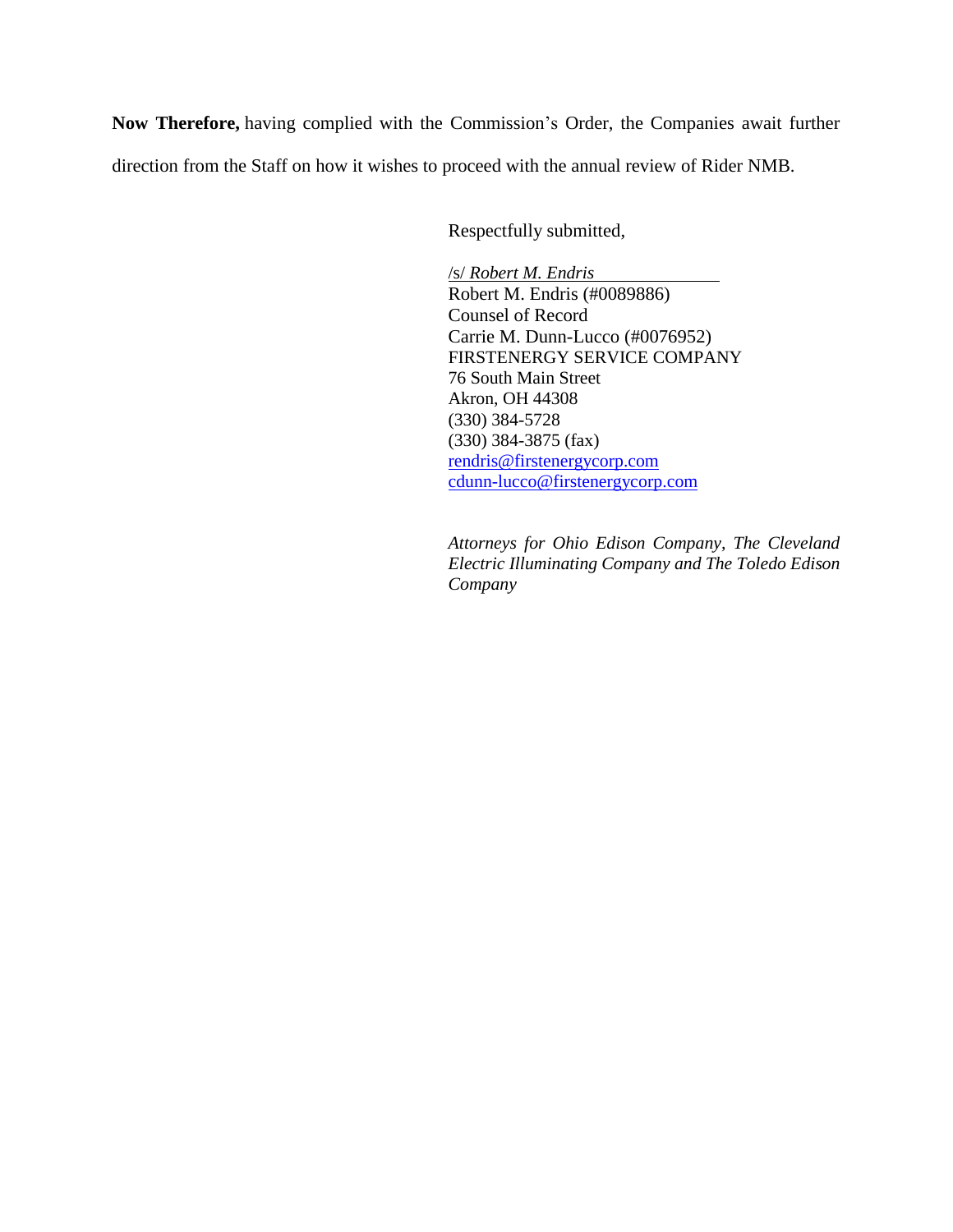**Now Therefore,** having complied with the Commission's Order, the Companies await further direction from the Staff on how it wishes to proceed with the annual review of Rider NMB.

Respectfully submitted,

/s/ *Robert M. Endris*  
Robert M. Endris (#0089886)  
Counsel of Record  
Carrie M. Dunn-Lucco (#0076952)  
FIRSTENERGY SERVICE COMPANY  
76 South Main Street  
Akron, OH 44308  
(330) 384-5728  
(330) 384-3875 (fax)  
rendris@firstenergycorp.com  
cdunn-lucco@firstenergycorp.com

*Attorneys for Ohio Edison Company, The Cleveland Electric Illuminating Company and The Toledo Edison Company*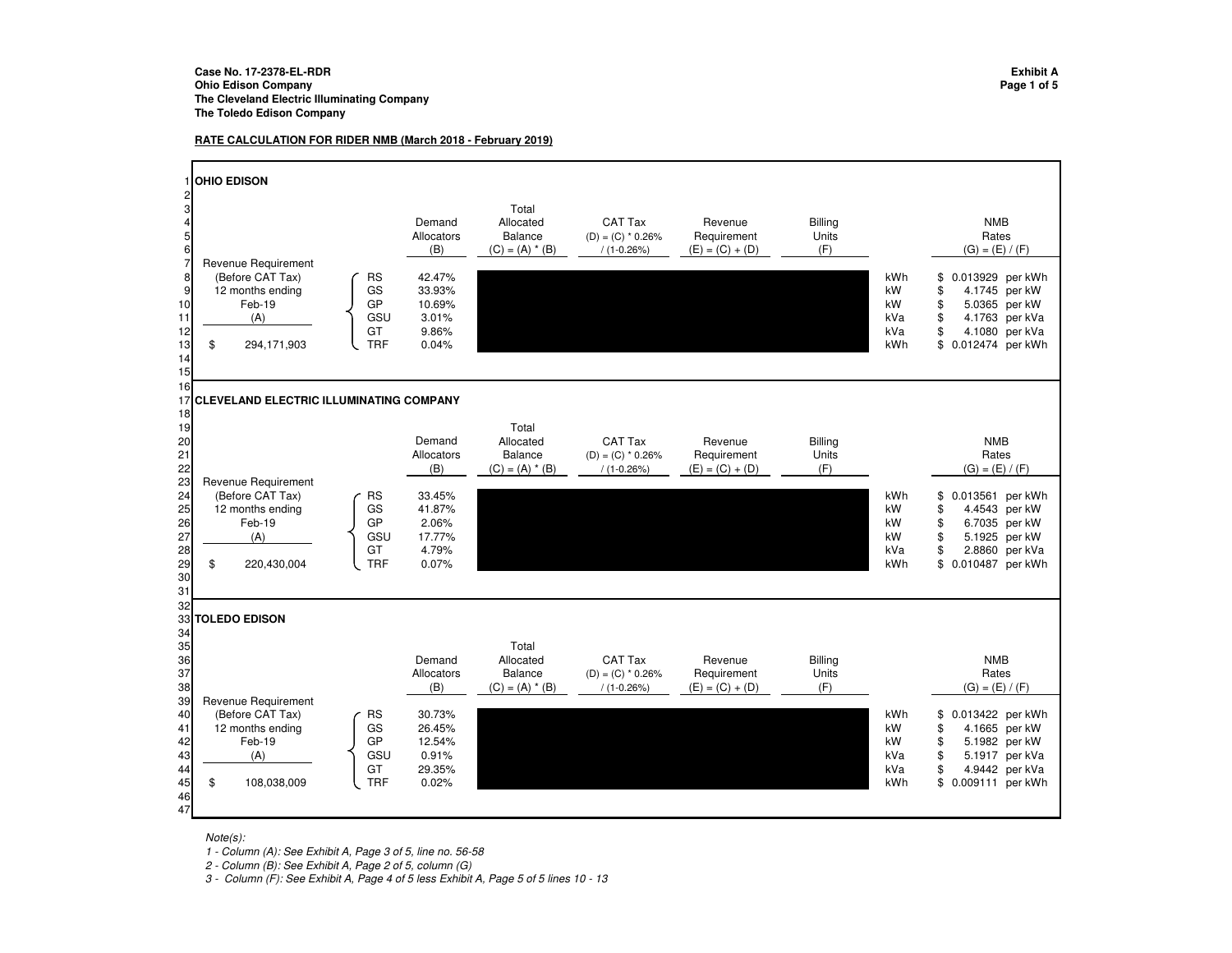**Case No. 17-2378-EL-RDR**
**Ohio Edison Company**
**The Cleveland Electric Illuminating Company**
**The Toledo Edison Company**

**Exhibit A**
**Page 1 of 5**

**RATE CALCULATION FOR RIDER NMB (March 2018 - February 2019)**

## OHIO EDISON

| Revenue Requirement (Before CAT Tax) 12 months ending Feb-19 (A) | | Demand Allocators (B) | Total Allocated Balance (C) = (A) * (B) | CAT Tax (D) = (C) * 0.26% / (1-0.26%) | Revenue Requirement (E) = (C) + (D) | Billing Units (F) | | NMB Rates (G) = (E) / (F) |
|---|---|---|---|---|---|---|---|---|
| | RS | 42.47% | | | | | kWh | $ 0.013929 per kWh |
| | GS | 33.93% | | | | | kW | $ 4.1745 per kW |
| | GP | 10.69% | | | | | kW | $ 5.0365 per kW |
| | GSU | 3.01% | | | | | kVa | $ 4.1763 per kVa |
| | GT | 9.86% | | | | | kVa | $ 4.1080 per kVa |
| $ 294,171,903 | TRF | 0.04% | | | | | kWh | $ 0.012474 per kWh |

## CLEVELAND ELECTRIC ILLUMINATING COMPANY

| Revenue Requirement (Before CAT Tax) 12 months ending Feb-19 (A) | | Demand Allocators (B) | Total Allocated Balance (C) = (A) * (B) | CAT Tax (D) = (C) * 0.26% / (1-0.26%) | Revenue Requirement (E) = (C) + (D) | Billing Units (F) | | NMB Rates (G) = (E) / (F) |
|---|---|---|---|---|---|---|---|---|
| | RS | 33.45% | | | | | kWh | $ 0.013561 per kWh |
| | GS | 41.87% | | | | | kW | $ 4.4543 per kW |
| | GP | 2.06% | | | | | kW | $ 6.7035 per kW |
| | GSU | 17.77% | | | | | kW | $ 5.1925 per kW |
| | GT | 4.79% | | | | | kVa | $ 2.8860 per kVa |
| $ 220,430,004 | TRF | 0.07% | | | | | kWh | $ 0.010487 per kWh |

## TOLEDO EDISON

| Revenue Requirement (Before CAT Tax) 12 months ending Feb-19 (A) | | Demand Allocators (B) | Total Allocated Balance (C) = (A) * (B) | CAT Tax (D) = (C) * 0.26% / (1-0.26%) | Revenue Requirement (E) = (C) + (D) | Billing Units (F) | | NMB Rates (G) = (E) / (F) |
|---|---|---|---|---|---|---|---|---|
| | RS | 30.73% | | | | | kWh | $ 0.013422 per kWh |
| | GS | 26.45% | | | | | kW | $ 4.1665 per kW |
| | GP | 12.54% | | | | | kW | $ 5.1982 per kW |
| | GSU | 0.91% | | | | | kVa | $ 5.1917 per kVa |
| | GT | 29.35% | | | | | kVa | $ 4.9442 per kVa |
| $ 108,038,009 | TRF | 0.02% | | | | | kWh | $ 0.009111 per kWh |

*Note(s):*
*1 - Column (A): See Exhibit A, Page 3 of 5, line no. 56-58*
*2 - Column (B): See Exhibit A, Page 2 of 5, column (G)*
*3 - Column (F): See Exhibit A, Page 4 of 5 less Exhibit A, Page 5 of 5 lines 10 - 13*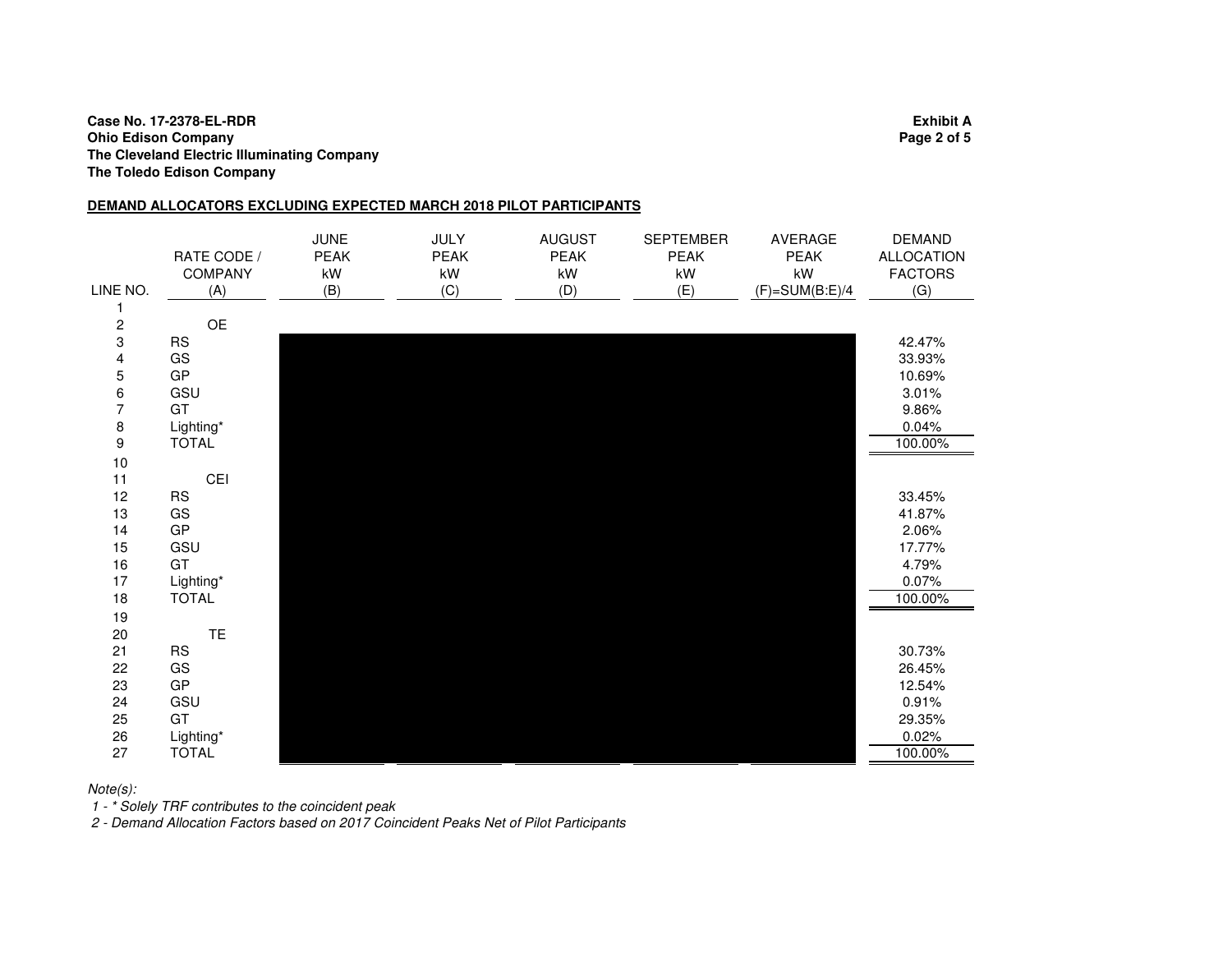**Case No. 17-2378-EL-RDR**
**Ohio Edison Company**
**The Cleveland Electric Illuminating Company**
**The Toledo Edison Company**

**Exhibit A**
**Page 2 of 5**

**DEMAND ALLOCATORS EXCLUDING EXPECTED MARCH 2018 PILOT PARTICIPANTS**

| LINE NO. | RATE CODE / COMPANY (A) | JUNE PEAK kW (B) | JULY PEAK kW (C) | AUGUST PEAK kW (D) | SEPTEMBER PEAK kW (E) | AVERAGE PEAK kW (F)=SUM(B:E)/4 | DEMAND ALLOCATION FACTORS (G) |
|---|---|---|---|---|---|---|---|
| 1 | | | | | | | |
| 2 | OE | | | | | | |
| 3 | RS | | | | | | 42.47% |
| 4 | GS | | | | | | 33.93% |
| 5 | GP | | | | | | 10.69% |
| 6 | GSU | | | | | | 3.01% |
| 7 | GT | | | | | | 9.86% |
| 8 | Lighting* | | | | | | 0.04% |
| 9 | TOTAL | | | | | | 100.00% |
| 10 | | | | | | | |
| 11 | CEI | | | | | | |
| 12 | RS | | | | | | 33.45% |
| 13 | GS | | | | | | 41.87% |
| 14 | GP | | | | | | 2.06% |
| 15 | GSU | | | | | | 17.77% |
| 16 | GT | | | | | | 4.79% |
| 17 | Lighting* | | | | | | 0.07% |
| 18 | TOTAL | | | | | | 100.00% |
| 19 | | | | | | | |
| 20 | TE | | | | | | |
| 21 | RS | | | | | | 30.73% |
| 22 | GS | | | | | | 26.45% |
| 23 | GP | | | | | | 12.54% |
| 24 | GSU | | | | | | 0.91% |
| 25 | GT | | | | | | 29.35% |
| 26 | Lighting* | | | | | | 0.02% |
| 27 | TOTAL | | | | | | 100.00% |

*Note(s):*

*1 - * Solely TRF contributes to the coincident peak*

*2 - Demand Allocation Factors based on 2017 Coincident Peaks Net of Pilot Participants*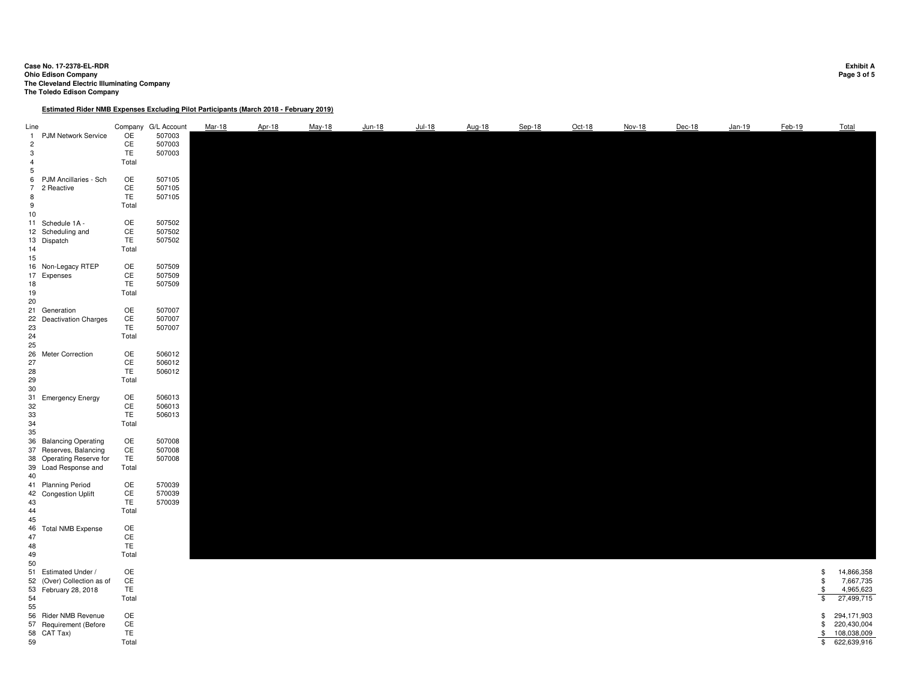**Case No. 17-2378-EL-RDR**
**Ohio Edison Company**
**The Cleveland Electric Illuminating Company**
**The Toledo Edison Company**

**Exhibit A**
**Page 3 of 5**

**Estimated Rider NMB Expenses Excluding Pilot Participants (March 2018 - February 2019)**

| Line | | Company | G/L Account | Mar-18 | Apr-18 | May-18 | Jun-18 | Jul-18 | Aug-18 | Sep-18 | Oct-18 | Nov-18 | Dec-18 | Jan-19 | Feb-19 | Total |
|---|---|---|---|---|---|---|---|---|---|---|---|---|---|---|---|---|
| 1 | PJM Network Service | OE | 507003 | | | | | | | | | | | | | |
| 2 | | CE | 507003 | | | | | | | | | | | | | |
| 3 | | TE | 507003 | | | | | | | | | | | | | |
| 4 | | Total | | | | | | | | | | | | | | |
| 5 | | | | | | | | | | | | | | | | |
| 6 | PJM Ancillaries - Sch | OE | 507105 | | | | | | | | | | | | | |
| 7 | 2 Reactive | CE | 507105 | | | | | | | | | | | | | |
| 8 | | TE | 507105 | | | | | | | | | | | | | |
| 9 | | Total | | | | | | | | | | | | | | |
| 10 | | | | | | | | | | | | | | | | |
| 11 | Schedule 1A - | OE | 507502 | | | | | | | | | | | | | |
| 12 | Scheduling and | CE | 507502 | | | | | | | | | | | | | |
| 13 | Dispatch | TE | 507502 | | | | | | | | | | | | | |
| 14 | | Total | | | | | | | | | | | | | | |
| 15 | | | | | | | | | | | | | | | | |
| 16 | Non-Legacy RTEP | OE | 507509 | | | | | | | | | | | | | |
| 17 | Expenses | CE | 507509 | | | | | | | | | | | | | |
| 18 | | TE | 507509 | | | | | | | | | | | | | |
| 19 | | Total | | | | | | | | | | | | | | |
| 20 | | | | | | | | | | | | | | | | |
| 21 | Generation | OE | 507007 | | | | | | | | | | | | | |
| 22 | Deactivation Charges | CE | 507007 | | | | | | | | | | | | | |
| 23 | | TE | 507007 | | | | | | | | | | | | | |
| 24 | | Total | | | | | | | | | | | | | | |
| 25 | | | | | | | | | | | | | | | | |
| 26 | Meter Correction | OE | 506012 | | | | | | | | | | | | | |
| 27 | | CE | 506012 | | | | | | | | | | | | | |
| 28 | | TE | 506012 | | | | | | | | | | | | | |
| 29 | | Total | | | | | | | | | | | | | | |
| 30 | | | | | | | | | | | | | | | | |
| 31 | Emergency Energy | OE | 506013 | | | | | | | | | | | | | |
| 32 | | CE | 506013 | | | | | | | | | | | | | |
| 33 | | TE | 506013 | | | | | | | | | | | | | |
| 34 | | Total | | | | | | | | | | | | | | |
| 35 | | | | | | | | | | | | | | | | |
| 36 | Balancing Operating | OE | 507008 | | | | | | | | | | | | | |
| 37 | Reserves, Balancing | CE | 507008 | | | | | | | | | | | | | |
| 38 | Operating Reserve for | TE | 507008 | | | | | | | | | | | | | |
| 39 | Load Response and | Total | | | | | | | | | | | | | | |
| 40 | | | | | | | | | | | | | | | | |
| 41 | Planning Period | OE | 570039 | | | | | | | | | | | | | |
| 42 | Congestion Uplift | CE | 570039 | | | | | | | | | | | | | |
| 43 | | TE | 570039 | | | | | | | | | | | | | |
| 44 | | Total | | | | | | | | | | | | | | |
| 45 | | | | | | | | | | | | | | | | |
| 46 | Total NMB Expense | OE | | | | | | | | | | | | | | |
| 47 | | CE | | | | | | | | | | | | | | |
| 48 | | TE | | | | | | | | | | | | | | |
| 49 | | Total | | | | | | | | | | | | | | |
| 50 | | | | | | | | | | | | | | | | |
| 51 | Estimated Under / | OE | | | | | | | | | | | | | | $ 14,866,358 |
| 52 | (Over) Collection as of | CE | | | | | | | | | | | | | | $ 7,667,735 |
| 53 | February 28, 2018 | TE | | | | | | | | | | | | | | $ 4,965,623 |
| 54 | | Total | | | | | | | | | | | | | | $ 27,499,715 |
| 55 | | | | | | | | | | | | | | | | |
| 56 | Rider NMB Revenue | OE | | | | | | | | | | | | | | $ 294,171,903 |
| 57 | Requirement (Before | CE | | | | | | | | | | | | | | $ 220,430,004 |
| 58 | CAT Tax) | TE | | | | | | | | | | | | | | $ 108,038,009 |
| 59 | | Total | | | | | | | | | | | | | | $ 622,639,916 |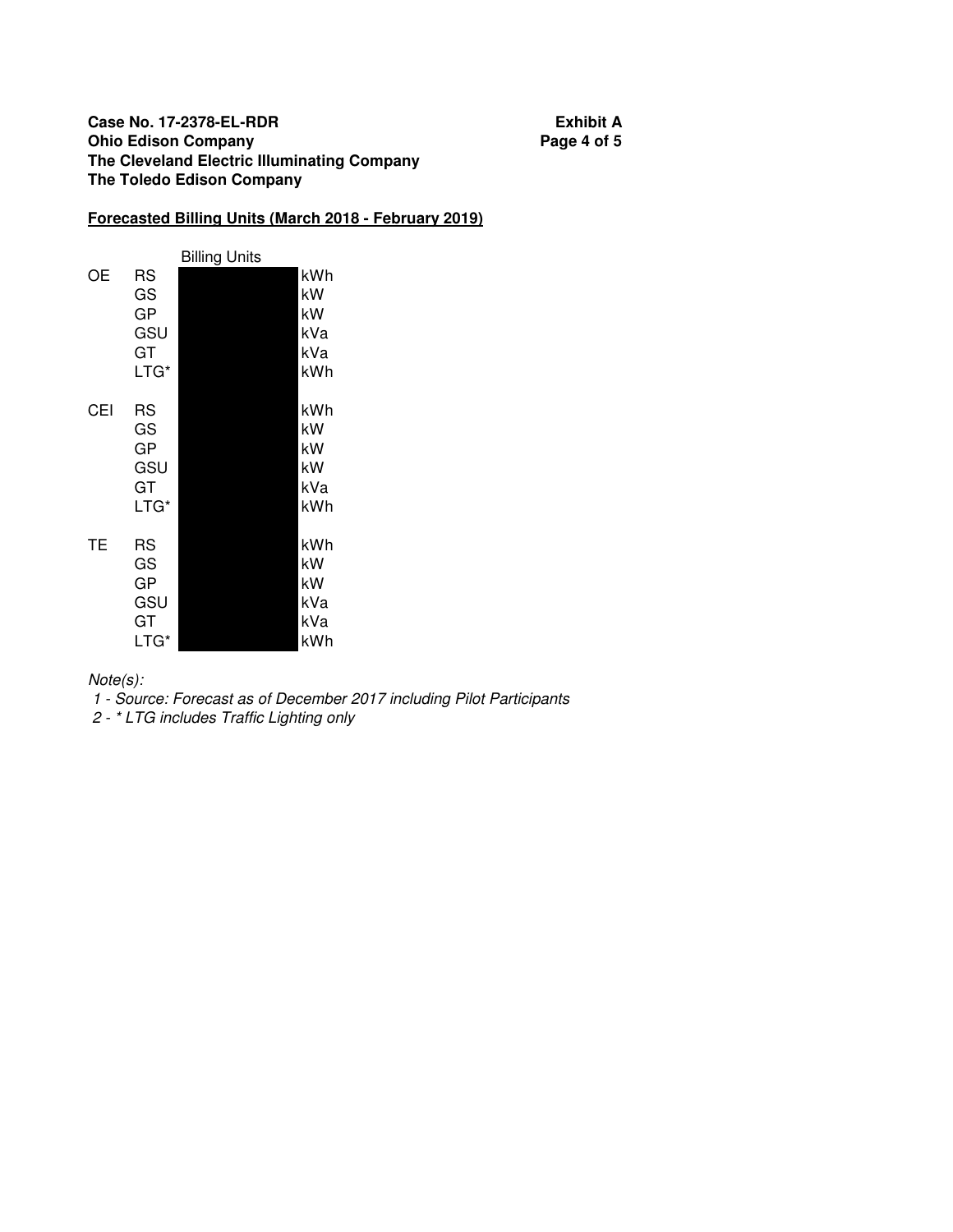**Case No. 17-2378-EL-RDR** **Exhibit A**
**Ohio Edison Company** **Page 4 of 5**
**The Cleveland Electric Illuminating Company**
**The Toledo Edison Company**

**Forecasted Billing Units (March 2018 - February 2019)**

| | | Billing Units | |
|---|---|---|---|
| OE | RS | | kWh |
| | GS | | kW |
| | GP | | kW |
| | GSU | | kVa |
| | GT | | kVa |
| | LTG* | | kWh |
| CEI | RS | | kWh |
| | GS | | kW |
| | GP | | kW |
| | GSU | | kW |
| | GT | | kVa |
| | LTG* | | kWh |
| TE | RS | | kWh |
| | GS | | kW |
| | GP | | kW |
| | GSU | | kVa |
| | GT | | kVa |
| | LTG* | | kWh |

*Note(s):*

*1 - Source: Forecast as of December 2017 including Pilot Participants*

*2 - * LTG includes Traffic Lighting only*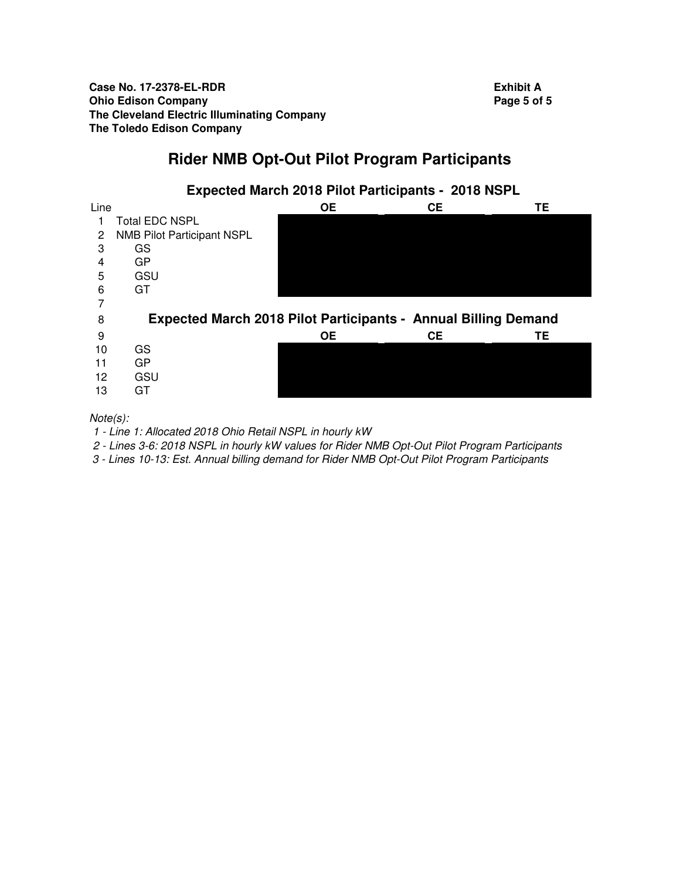Case No. 17-2378-EL-RDR
Ohio Edison Company
The Cleveland Electric Illuminating Company
The Toledo Edison Company

Exhibit A

# Rider NMB Opt-Out Pilot Program Participants

## Expected March 2018 Pilot Participants - 2018 NSPL

| Line | | OE | CE | TE |
|---|---|---|---|---|
| 1 | Total EDC NSPL | | | |
| 2 | NMB Pilot Participant NSPL | | | |
| 3 | GS | | | |
| 4 | GP | | | |
| 5 | GSU | | | |
| 6 | GT | | | |
| 7 | | | | |
| 8 | **Expected March 2018 Pilot Participants - Annual Billing Demand** | | | |
| 9 | | **OE** | **CE** | **TE** |
| 10 | GS | | | |
| 11 | GP | | | |
| 12 | GSU | | | |
| 13 | GT | | | |

*Note(s):*

*1 - Line 1: Allocated 2018 Ohio Retail NSPL in hourly kW*

*2 - Lines 3-6: 2018 NSPL in hourly kW values for Rider NMB Opt-Out Pilot Program Participants*

*3 - Lines 10-13: Est. Annual billing demand for Rider NMB Opt-Out Pilot Program Participants*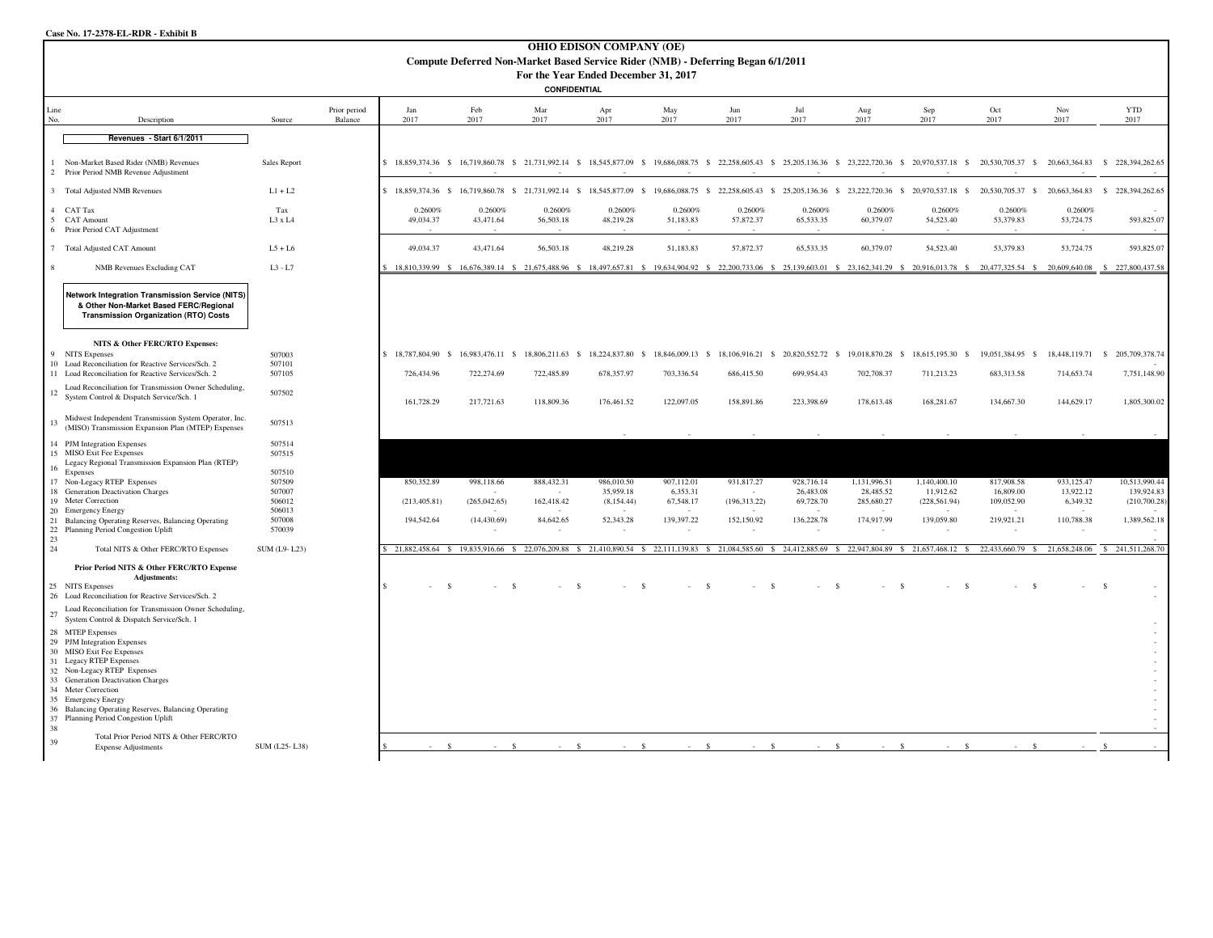Case No. 17-2378-EL-RDR - Exhibit B

# OHIO EDISON COMPANY (OE)

## Compute Deferred Non-Market Based Service Rider (NMB) - Deferring Began 6/1/2011

### For the Year Ended December 31, 2017

**CONFIDENTIAL**

| Line No. | Description | Source | Prior period Balance | Jan 2017 | Feb 2017 | Mar 2017 | Apr 2017 | May 2017 | Jun 2017 | Jul 2017 | Aug 2017 | Sep 2017 | Oct 2017 | Nov 2017 | YTD 2017 |
|---|---|---|---|---|---|---|---|---|---|---|---|---|---|---|---|
| | **Revenues - Start 6/1/2011** | | | | | | | | | | | | | | |
| 1 | Non-Market Based Rider (NMB) Revenues | Sales Report | | $ 18,859,374.36 | $ 16,719,860.78 | $ 21,731,992.14 | $ 18,545,877.09 | $ 19,686,088.75 | $ 22,258,605.43 | $ 25,205,136.36 | $ 23,222,720.36 | $ 20,970,537.18 | $ 20,530,705.37 | $ 20,663,364.83 | $ 228,394,262.65 |
| 2 | Prior Period NMB Revenue Adjustment | | | - | - | - | - | - | - | - | - | - | - | - | - |
| 3 | Total Adjusted NMB Revenues | L1 + L2 | | $ 18,859,374.36 | $ 16,719,860.78 | $ 21,731,992.14 | $ 18,545,877.09 | $ 19,686,088.75 | $ 22,258,605.43 | $ 25,205,136.36 | $ 23,222,720.36 | $ 20,970,537.18 | $ 20,530,705.37 | $ 20,663,364.83 | $ 228,394,262.65 |
| 4 | CAT Tax | Tax | | 0.2600% | 0.2600% | 0.2600% | 0.2600% | 0.2600% | 0.2600% | 0.2600% | 0.2600% | 0.2600% | 0.2600% | 0.2600% | - |
| 5 | CAT Amount | L3 x L4 | | 49,034.37 | 43,471.64 | 56,503.18 | 48,219.28 | 51,183.83 | 57,872.37 | 65,533.35 | 60,379.07 | 54,523.40 | 53,379.83 | 53,724.75 | 593,825.07 |
| 6 | Prior Period CAT Adjustment | | | - | - | - | - | - | - | - | - | - | - | - | - |
| 7 | Total Adjusted CAT Amount | L5 + L6 | | 49,034.37 | 43,471.64 | 56,503.18 | 48,219.28 | 51,183.83 | 57,872.37 | 65,533.35 | 60,379.07 | 54,523.40 | 53,379.83 | 53,724.75 | 593,825.07 |
| 8 | NMB Revenues Excluding CAT | L3 - L7 | | $ 18,810,339.99 | $ 16,676,389.14 | $ 21,675,488.96 | $ 18,497,657.81 | $ 19,634,904.92 | $ 22,200,733.06 | $ 25,139,603.01 | $ 23,162,341.29 | $ 20,916,013.78 | $ 20,477,325.54 | $ 20,609,640.08 | $ 227,800,437.58 |
| | **Network Integration Transmission Service (NITS) & Other Non-Market Based FERC/Regional Transmission Organization (RTO) Costs** | | | | | | | | | | | | | | |
| | **NITS & Other FERC/RTO Expenses:** | | | | | | | | | | | | | | |
| 9 | NITS Expenses | 507003 | | $ 18,787,804.90 | $ 16,983,476.11 | $ 18,806,211.63 | $ 18,224,837.80 | $ 18,846,009.13 | $ 18,106,916.21 | $ 20,820,552.72 | $ 19,018,870.28 | $ 18,615,195.30 | $ 19,051,384.95 | $ 18,448,119.71 | $ 205,709,378.74 |
| 10 | Load Reconciliation for Reactive Services/Sch. 2 | 507101 | | | | | | | | | | | | | - |
| 11 | Load Reconciliation for Reactive Services/Sch. 2 | 507105 | | 726,434.96 | 722,274.69 | 722,485.89 | 678,357.97 | 703,336.54 | 686,415.50 | 699,954.43 | 702,708.37 | 711,213.23 | 683,313.58 | 714,653.74 | 7,751,148.90 |
| 12 | Load Reconciliation for Transmission Owner Scheduling, System Control & Dispatch Service/Sch. 1 | 507502 | | 161,728.29 | 217,721.63 | 118,809.36 | 176,461.52 | 122,097.05 | 158,891.86 | 223,398.69 | 178,613.48 | 168,281.67 | 134,667.30 | 144,629.17 | 1,805,300.02 |
| 13 | Midwest Independent Transmission System Operator, Inc. (MISO) Transmission Expansion Plan (MTEP) Expenses | 507513 | | | | | - | - | - | - | - | - | - | - | - |
| 14 | PJM Integration Expenses | 507514 | | | | | | | | | | | | | |
| 15 | MISO Exit Fee Expenses | 507515 | | | | | | | | | | | | | |
| 16 | Legacy Regional Transmission Expansion Plan (RTEP) Expenses | 507510 | | | | | | | | | | | | | |
| 17 | Non-Legacy RTEP Expenses | 507509 | | 850,352.89 | 998,118.66 | 888,432.31 | 986,010.50 | 907,112.01 | 931,817.27 | 928,716.14 | 1,131,996.51 | 1,140,400.10 | 817,908.58 | 933,125.47 | 10,513,990.44 |
| 18 | Generation Deactivation Charges | 507007 | | | - | - | 35,959.18 | 6,353.31 | - | 26,483.08 | 28,485.52 | 11,912.62 | 16,809.00 | 13,922.12 | 139,924.83 |
| 19 | Meter Correction | 506012 | | (213,405.81) | (265,042.65) | 162,418.42 | (8,154.44) | 67,548.17 | (196,313.22) | 69,728.70 | 285,680.27 | (228,561.94) | 109,052.90 | 6,349.32 | (210,700.28) |
| 20 | Emergency Energy | 506013 | | - | - | - | - | - | - | - | - | - | - | - | - |
| 21 | Balancing Operating Reserves, Balancing Operating | 507008 | | 194,542.64 | (14,430.69) | 84,642.65 | 52,343.28 | 139,397.22 | 152,150.92 | 136,228.78 | 174,917.99 | 139,059.80 | 219,921.21 | 110,788.38 | 1,389,562.18 |
| 22 | Planning Period Congestion Uplift | 570039 | | - | - | - | - | - | - | - | - | - | - | - | - |
| 23 | | | | | | | | | | | | | | | - |
| 24 | Total NITS & Other FERC/RTO Expenses | SUM (L9- L23) | | $ 21,882,458.64 | $ 19,835,916.66 | $ 22,076,209.88 | $ 21,410,890.54 | $ 22,111,139.83 | $ 21,084,585.60 | $ 24,412,885.69 | $ 22,947,804.89 | $ 21,657,468.12 | $ 22,433,660.79 | $ 21,658,248.06 | $ 241,511,268.70 |
| | **Prior Period NITS & Other FERC/RTO Expense Adjustments:** | | | | | | | | | | | | | | |
| 25 | NITS Expenses | | | $ - | $ - | $ - | $ - | $ - | $ - | $ - | $ - | $ - | $ - | $ - | $ - |
| 26 | Load Reconciliation for Reactive Services/Sch. 2 | | | | | | | | | | | | | | - |
| 27 | Load Reconciliation for Transmission Owner Scheduling, System Control & Dispatch Service/Sch. 1 | | | | | | | | | | | | | | - |
| 28 | MTEP Expenses | | | | | | | | | | | | | | - |
| 29 | PJM Integration Expenses | | | | | | | | | | | | | | - |
| 30 | MISO Exit Fee Expenses | | | | | | | | | | | | | | - |
| 31 | Legacy RTEP Expenses | | | | | | | | | | | | | | - |
| 32 | Non-Legacy RTEP Expenses | | | | | | | | | | | | | | - |
| 33 | Generation Deactivation Charges | | | | | | | | | | | | | | - |
| 34 | Meter Correction | | | | | | | | | | | | | | - |
| 35 | Emergency Energy | | | | | | | | | | | | | | - |
| 36 | Balancing Operating Reserves, Balancing Operating | | | | | | | | | | | | | | - |
| 37 | Planning Period Congestion Uplift | | | | | | | | | | | | | | - |
| 38 | | | | | | | | | | | | | | | - |
| 39 | Total Prior Period NITS & Other FERC/RTO Expense Adjustments | SUM (L25- L38) | | $ - | $ - | $ - | $ - | $ - | $ - | $ - | $ - | $ - | $ - | $ - | $ - |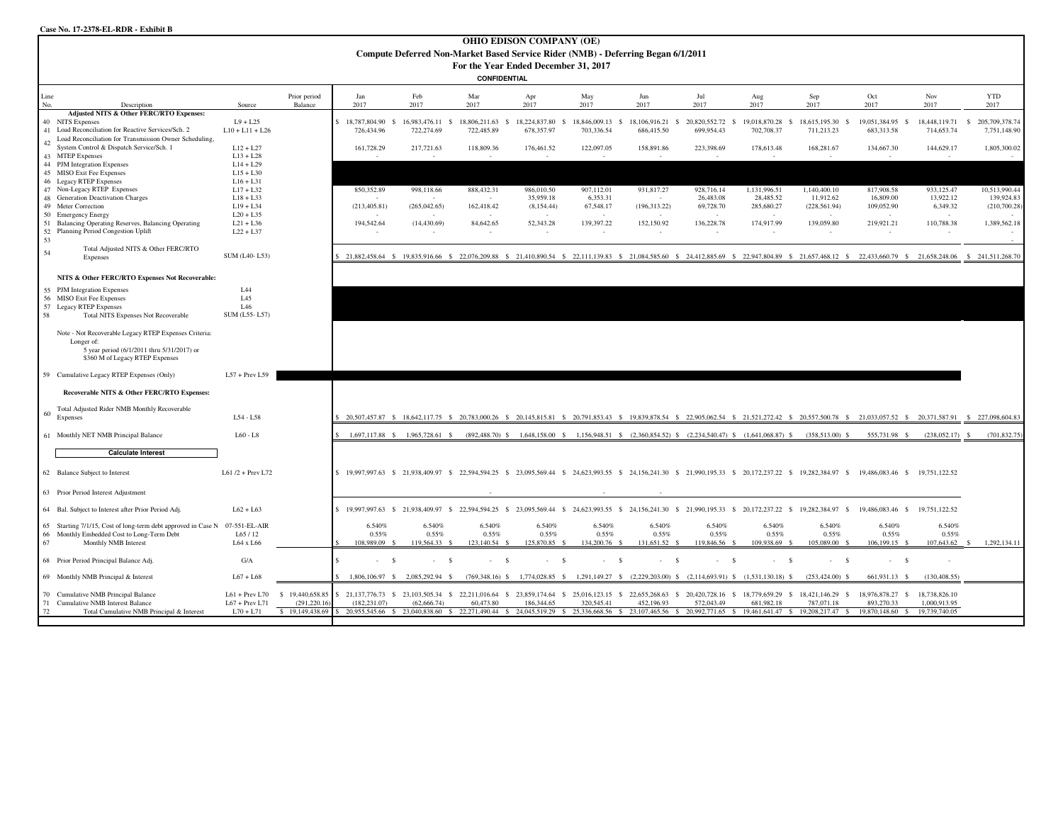**Case No. 17-2378-EL-RDR - Exhibit B**

# OHIO EDISON COMPANY (OE)

## Compute Deferred Non-Market Based Service Rider (NMB) - Deferring Began 6/1/2011

### For the Year Ended December 31, 2017

**CONFIDENTIAL**

| Line No. | Description | Source | Prior period Balance | Jan 2017 | Feb 2017 | Mar 2017 | Apr 2017 | May 2017 | Jun 2017 | Jul 2017 | Aug 2017 | Sep 2017 | Oct 2017 | Nov 2017 | YTD 2017 |
|---|---|---|---|---|---|---|---|---|---|---|---|---|---|---|---|
| | **Adjusted NITS & Other FERC/RTO Expenses:** | | | | | | | | | | | | | | |
| 40 | NITS Expenses | L9 + L25 | | $ 18,787,804.90 | $ 16,983,476.11 | $ 18,806,211.63 | $ 18,224,837.80 | $ 18,846,009.13 | $ 18,106,916.21 | $ 20,820,552.72 | $ 19,018,870.28 | $ 18,615,195.30 | $ 19,051,384.95 | $ 18,448,119.71 | $ 205,709,378.74 |
| 41 | Load Reconciliation for Reactive Services/Sch. 2 | L10 + L11 + L26 | | 726,434.96 | 722,274.69 | 722,485.89 | 678,357.97 | 703,336.54 | 686,415.50 | 699,954.43 | 702,708.37 | 711,213.23 | 683,313.58 | 714,653.74 | 7,751,148.90 |
| 42 | Load Reconciliation for Transmission Owner Scheduling, System Control & Dispatch Service/Sch. 1 | L12 + L27 | | 161,728.29 | 217,721.63 | 118,809.36 | 176,461.52 | 122,097.05 | 158,891.86 | 223,398.69 | 178,613.48 | 168,281.67 | 134,667.30 | 144,629.17 | 1,805,300.02 |
| 43 | MTEP Expenses | L13 + L28 | | - | - | - | - | - | - | - | - | - | - | - | - |
| 44 | PJM Integration Expenses | L14 + L29 | | | | | | | | | | | | | |
| 45 | MISO Exit Fee Expenses | L15 + L30 | | | | | | | | | | | | | |
| 46 | Legacy RTEP Expenses | L16 + L31 | | | | | | | | | | | | | |
| 47 | Non-Legacy RTEP Expenses | L17 + L32 | | 850,352.89 | 998,118.66 | 888,432.31 | 986,010.50 | 907,112.01 | 931,817.27 | 928,716.14 | 1,131,996.51 | 1,140,400.10 | 817,908.58 | 933,125.47 | 10,513,990.44 |
| 48 | Generation Deactivation Charges | L18 + L33 | | - | - | - | 35,959.18 | 6,353.31 | - | 26,483.08 | 28,485.52 | 11,912.62 | 16,809.00 | 13,922.12 | 139,924.83 |
| 49 | Meter Correction | L19 + L34 | | (213,405.81) | (265,042.65) | 162,418.42 | (8,154.44) | 67,548.17 | (196,313.22) | 69,728.70 | 285,680.27 | (228,561.94) | 109,052.90 | 6,349.32 | (210,700.28) |
| 50 | Emergency Energy | L20 + L35 | | - | - | - | - | - | - | - | - | - | - | - | - |
| 51 | Balancing Operating Reserves, Balancing Operating | L21 + L36 | | 194,542.64 | (14,430.69) | 84,642.65 | 52,343.28 | 139,397.22 | 152,150.92 | 136,228.78 | 174,917.99 | 139,059.80 | 219,921.21 | 110,788.38 | 1,389,562.18 |
| 52 | Planning Period Congestion Uplift | L22 + L37 | | - | - | - | - | - | - | - | - | - | - | - | - |
| 53 | | | | | | | | | | | | | | | - |
| 54 | Total Adjusted NITS & Other FERC/RTO Expenses | SUM (L40- L53) | | $ 21,882,458.64 | $ 19,835,916.66 | $ 22,076,209.88 | $ 21,410,890.54 | $ 22,111,139.83 | $ 21,084,585.60 | $ 24,412,885.69 | $ 22,947,804.89 | $ 21,657,468.12 | $ 22,433,660.79 | $ 21,658,248.06 | $ 241,511,268.70 |
| | **NITS & Other FERC/RTO Expenses Not Recoverable:** | | | | | | | | | | | | | | |
| 55 | PJM Integration Expenses | L44 | | | | | | | | | | | | | |
| 56 | MISO Exit Fee Expenses | L45 | | | | | | | | | | | | | |
| 57 | Legacy RTEP Expenses | L46 | | | | | | | | | | | | | |
| 58 | Total NITS Expenses Not Recoverable | SUM (L55- L57) | | | | | | | | | | | | | |
| | Note - Not Recoverable Legacy RTEP Expenses Criteria: Longer of: 5 year period (6/1/2011 thru 5/31/2017) or $360 M of Legacy RTEP Expenses | | | | | | | | | | | | | | |
| 59 | Cumulative Legacy RTEP Expenses (Only) | L57 + Prev L59 | | | | | | | | | | | | | |
| | **Recoverable NITS & Other FERC/RTO Expenses:** | | | | | | | | | | | | | | |
| 60 | Total Adjusted Rider NMB Monthly Recoverable Expenses | L54 - L58 | | $ 20,507,457.87 | $ 18,642,117.75 | $ 20,783,000.26 | $ 20,145,815.81 | $ 20,791,853.43 | $ 19,839,878.54 | $ 22,905,062.54 | $ 21,521,272.42 | $ 20,557,500.78 | $ 21,033,057.52 | $ 20,371,587.91 | $ 227,098,604.83 |
| 61 | Monthly NET NMB Principal Balance | L60 - L8 | | $ 1,697,117.88 | $ 1,965,728.61 | $ (892,488.70) | $ 1,648,158.00 | $ 1,156,948.51 | $ (2,360,854.52) | $ (2,234,540.47) | $ (1,641,068.87) | $ (358,513.00) | $ 555,731.98 | $ (238,052.17) | $ (701,832.75) |
| | **Calculate Interest** | | | | | | | | | | | | | | |
| 62 | Balance Subject to Interest | L61 /2 + Prev L72 | | $ 19,997,997.63 | $ 21,938,409.97 | $ 22,594,594.25 | $ 23,095,569.44 | $ 24,623,993.55 | $ 24,156,241.30 | $ 21,990,195.33 | $ 20,172,237.22 | $ 19,282,384.97 | $ 19,486,083.46 | $ 19,751,122.52 | |
| 63 | Prior Period Interest Adjustment | | | | | - | | - | - | | | | | | |
| 64 | Bal. Subject to Interest after Prior Period Adj. | L62 + L63 | | $ 19,997,997.63 | $ 21,938,409.97 | $ 22,594,594.25 | $ 23,095,569.44 | $ 24,623,993.55 | $ 24,156,241.30 | $ 21,990,195.33 | $ 20,172,237.22 | $ 19,282,384.97 | $ 19,486,083.46 | $ 19,751,122.52 | |
| 65 | Starting 7/1/15, Cost of long-term debt approved in Case N | 07-551-EL-AIR | | 6.540% | 6.540% | 6.540% | 6.540% | 6.540% | 6.540% | 6.540% | 6.540% | 6.540% | 6.540% | 6.540% | |
| 66 | Monthly Embedded Cost to Long-Term Debt | L65 / 12 | | 0.55% | 0.55% | 0.55% | 0.55% | 0.55% | 0.55% | 0.55% | 0.55% | 0.55% | 0.55% | 0.55% | |
| 67 | Monthly NMB Interest | L64 x L66 | | $ 108,989.09 | $ 119,564.33 | $ 123,140.54 | $ 125,870.85 | $ 134,200.76 | $ 131,651.52 | $ 119,846.56 | $ 109,938.69 | $ 105,089.00 | $ 106,199.15 | $ 107,643.62 | $ 1,292,134.11 |
| 68 | Prior Period Principal Balance Adj. | G/A | | $ - | $ - | $ - | $ - | $ - | $ - | $ - | $ - | $ - | $ - | $ - | |
| 69 | Monthly NMB Principal & Interest | L67 + L68 | | $ 1,806,106.97 | $ 2,085,292.94 | $ (769,348.16) | $ 1,774,028.85 | $ 1,291,149.27 | $ (2,229,203.00) | $ (2,114,693.91) | $ (1,531,130.18) | $ (253,424.00) | $ 661,931.13 | $ (130,408.55) | |
| 70 | Cumulative NMB Principal Balance | L61 + Prev L70 | $ 19,440,658.85 | $ 21,137,776.73 | $ 23,103,505.34 | $ 22,211,016.64 | $ 23,859,174.64 | $ 25,016,123.15 | $ 22,655,268.63 | $ 20,420,728.16 | $ 18,779,659.29 | $ 18,421,146.29 | $ 18,976,878.27 | $ 18,738,826.10 | |
| 71 | Cumulative NMB Interest Balance | L67 + Prev L71 | (291,220.16) | (182,231.07) | (62,666.74) | 60,473.80 | 186,344.65 | 320,545.41 | 452,196.93 | 572,043.49 | 681,982.18 | 787,071.18 | 893,270.33 | 1,000,913.95 | |
| 72 | Total Cumulative NMB Principal & Interest | L70 + L71 | $ 19,149,438.69 | $ 20,955,545.66 | $ 23,040,838.60 | $ 22,271,490.44 | $ 24,045,519.29 | $ 25,336,668.56 | $ 23,107,465.56 | $ 20,992,771.65 | $ 19,461,641.47 | $ 19,208,217.47 | $ 19,870,148.60 | $ 19,739,740.05 | |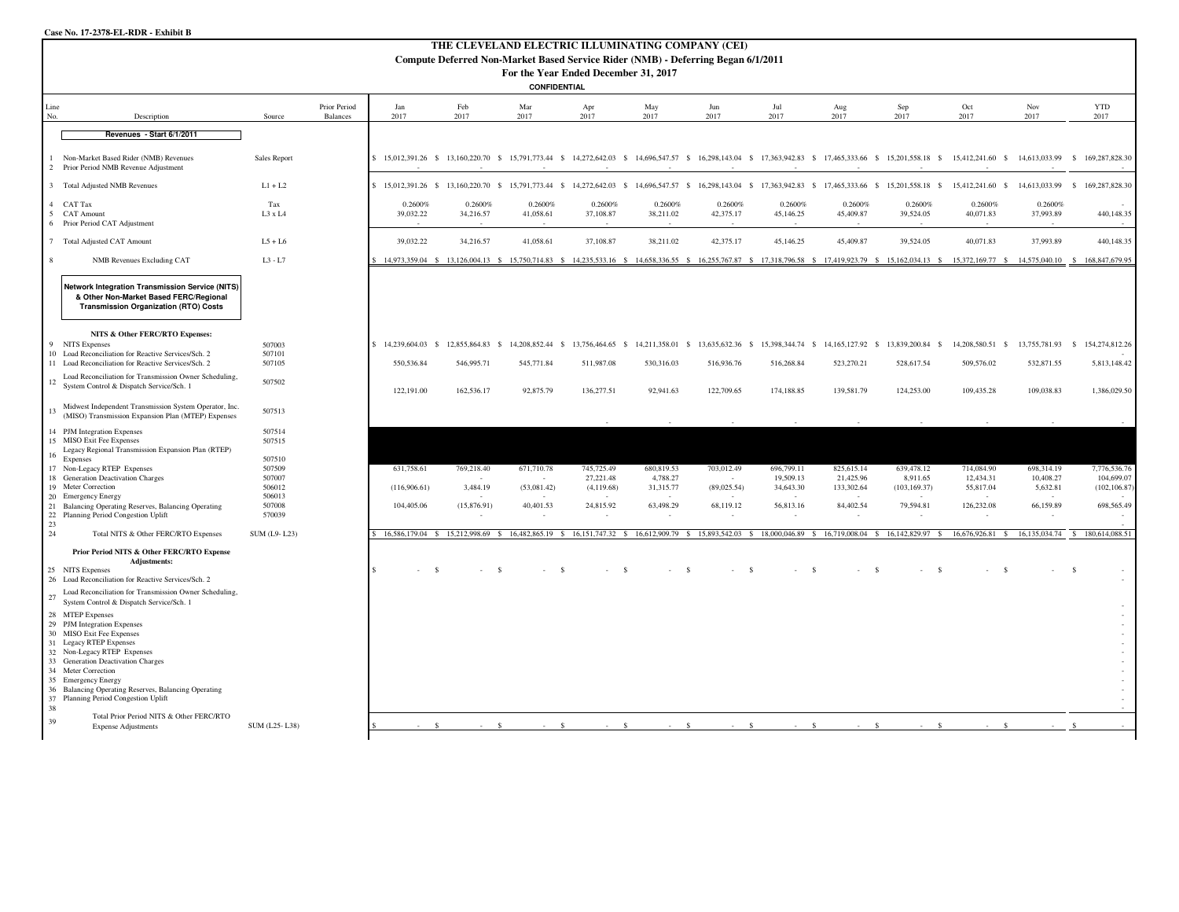Case No. 17-2378-EL-RDR - Exhibit B

# THE CLEVELAND ELECTRIC ILLUMINATING COMPANY (CEI)

## Compute Deferred Non-Market Based Service Rider (NMB) - Deferring Began 6/1/2011

### For the Year Ended December 31, 2017

**CONFIDENTIAL**

| Line No. | Description | Source | Prior Period Balances | Jan 2017 | Feb 2017 | Mar 2017 | Apr 2017 | May 2017 | Jun 2017 | Jul 2017 | Aug 2017 | Sep 2017 | Oct 2017 | Nov 2017 | YTD 2017 |
|---|---|---|---|---|---|---|---|---|---|---|---|---|---|---|---|
| | **Revenues - Start 6/1/2011** | | | | | | | | | | | | | | |
| 1 | Non-Market Based Rider (NMB) Revenues | Sales Report | | $ 15,012,391.26 | $ 13,160,220.70 | $ 15,791,773.44 | $ 14,272,642.03 | $ 14,696,547.57 | $ 16,298,143.04 | $ 17,363,942.83 | $ 17,465,333.66 | $ 15,201,558.18 | $ 15,412,241.60 | $ 14,613,033.99 | $ 169,287,828.30 |
| 2 | Prior Period NMB Revenue Adjustment | | | - | - | - | - | - | - | - | - | - | - | - | - |
| 3 | Total Adjusted NMB Revenues | L1 + L2 | | $ 15,012,391.26 | $ 13,160,220.70 | $ 15,791,773.44 | $ 14,272,642.03 | $ 14,696,547.57 | $ 16,298,143.04 | $ 17,363,942.83 | $ 17,465,333.66 | $ 15,201,558.18 | $ 15,412,241.60 | $ 14,613,033.99 | $ 169,287,828.30 |
| 4 | CAT Tax | Tax | | 0.2600% | 0.2600% | 0.2600% | 0.2600% | 0.2600% | 0.2600% | 0.2600% | 0.2600% | 0.2600% | 0.2600% | 0.2600% | - |
| 5 | CAT Amount | L3 x L4 | | 39,032.22 | 34,216.57 | 41,058.61 | 37,108.87 | 38,211.02 | 42,375.17 | 45,146.25 | 45,409.87 | 39,524.05 | 40,071.83 | 37,993.89 | 440,148.35 |
| 6 | Prior Period CAT Adjustment | | | - | - | - | - | - | - | - | - | - | - | - | - |
| 7 | Total Adjusted CAT Amount | L5 + L6 | | 39,032.22 | 34,216.57 | 41,058.61 | 37,108.87 | 38,211.02 | 42,375.17 | 45,146.25 | 45,409.87 | 39,524.05 | 40,071.83 | 37,993.89 | 440,148.35 |
| 8 | NMB Revenues Excluding CAT | L3 - L7 | | $ 14,973,359.04 | $ 13,126,004.13 | $ 15,750,714.83 | $ 14,235,533.16 | $ 14,658,336.55 | $ 16,255,767.87 | $ 17,318,796.58 | $ 17,419,923.79 | $ 15,162,034.13 | $ 15,372,169.77 | $ 14,575,040.10 | $ 168,847,679.95 |
| | **Network Integration Transmission Service (NITS) & Other Non-Market Based FERC/Regional Transmission Organization (RTO) Costs** | | | | | | | | | | | | | | |
| | **NITS & Other FERC/RTO Expenses:** | | | | | | | | | | | | | | |
| 9 | NITS Expenses | 507003 | | $ 14,239,604.03 | $ 12,855,864.83 | $ 14,208,852.44 | $ 13,756,464.65 | $ 14,211,358.01 | $ 13,635,632.36 | $ 15,398,344.74 | $ 14,165,127.92 | $ 13,839,200.84 | $ 14,208,580.51 | $ 13,755,781.93 | $ 154,274,812.26 |
| 10 | Load Reconciliation for Reactive Services/Sch. 2 | 507101 | | | | | | | | | | | | | - |
| 11 | Load Reconciliation for Reactive Services/Sch. 2 | 507105 | | 550,536.84 | 546,995.71 | 545,771.84 | 511,987.08 | 530,316.03 | 516,936.76 | 516,268.84 | 523,270.21 | 528,617.54 | 509,576.02 | 532,871.55 | 5,813,148.42 |
| 12 | Load Reconciliation for Transmission Owner Scheduling, System Control & Dispatch Service/Sch. 1 | 507502 | | 122,191.00 | 162,536.17 | 92,875.79 | 136,277.51 | 92,941.63 | 122,709.65 | 174,188.85 | 139,581.79 | 124,253.00 | 109,435.28 | 109,038.83 | 1,386,029.50 |
| 13 | Midwest Independent Transmission System Operator, Inc. (MISO) Transmission Expansion Plan (MTEP) Expenses | 507513 | | | | | - | - | - | - | - | - | - | - | - |
| 14 | PJM Integration Expenses | 507514 | | | | | | | | | | | | | |
| 15 | MISO Exit Fee Expenses | 507515 | | | | | | | | | | | | | |
| 16 | Legacy Regional Transmission Expansion Plan (RTEP) Expenses | 507510 | | | | | | | | | | | | | |
| 17 | Non-Legacy RTEP Expenses | 507509 | | 631,758.61 | 769,218.40 | 671,710.78 | 745,725.49 | 680,819.53 | 703,012.49 | 696,799.11 | 825,615.14 | 639,478.12 | 714,084.90 | 698,314.19 | 7,776,536.76 |
| 18 | Generation Deactivation Charges | 507007 | | | - | - | 27,221.48 | 4,788.27 | - | 19,509.13 | 21,425.96 | 8,911.65 | 12,434.31 | 10,408.27 | 104,699.07 |
| 19 | Meter Correction | 506012 | | (116,906.61) | 3,484.19 | (53,081.42) | (4,119.68) | 31,315.77 | (89,025.54) | 34,643.30 | 133,302.64 | (103,169.37) | 55,817.04 | 5,632.81 | (102,106.87) |
| 20 | Emergency Energy | 506013 | | | - | - | - | - | - | - | - | - | - | - | - |
| 21 | Balancing Operating Reserves, Balancing Operating | 507008 | | 104,405.06 | (15,876.91) | 40,401.53 | 24,815.92 | 63,498.29 | 68,119.12 | 56,813.16 | 84,402.54 | 79,594.81 | 126,232.08 | 66,159.89 | 698,565.49 |
| 22 | Planning Period Congestion Uplift | 570039 | | | - | - | - | - | - | - | - | - | - | - | - |
| 23 | | | | | | | | | | | | | | | - |
| 24 | Total NITS & Other FERC/RTO Expenses | SUM (L9- L23) | | $ 16,586,179.04 | $ 15,212,998.69 | $ 16,482,865.19 | $ 16,151,747.32 | $ 16,612,909.79 | $ 15,893,542.03 | $ 18,000,046.89 | $ 16,719,008.04 | $ 16,142,829.97 | $ 16,676,926.81 | $ 16,135,034.74 | $ 180,614,088.51 |
| | **Prior Period NITS & Other FERC/RTO Expense Adjustments:** | | | | | | | | | | | | | | |
| 25 | NITS Expenses | | | $ - | $ - | $ - | $ - | $ - | $ - | $ - | $ - | $ - | $ - | $ - | $ - |
| 26 | Load Reconciliation for Reactive Services/Sch. 2 | | | | | | | | | | | | | | - |
| 27 | Load Reconciliation for Transmission Owner Scheduling, System Control & Dispatch Service/Sch. 1 | | | | | | | | | | | | | | - |
| 28 | MTEP Expenses | | | | | | | | | | | | | | - |
| 29 | PJM Integration Expenses | | | | | | | | | | | | | | - |
| 30 | MISO Exit Fee Expenses | | | | | | | | | | | | | | - |
| 31 | Legacy RTEP Expenses | | | | | | | | | | | | | | - |
| 32 | Non-Legacy RTEP Expenses | | | | | | | | | | | | | | - |
| 33 | Generation Deactivation Charges | | | | | | | | | | | | | | - |
| 34 | Meter Correction | | | | | | | | | | | | | | - |
| 35 | Emergency Energy | | | | | | | | | | | | | | - |
| 36 | Balancing Operating Reserves, Balancing Operating | | | | | | | | | | | | | | - |
| 37 | Planning Period Congestion Uplift | | | | | | | | | | | | | | - |
| 38 | | | | | | | | | | | | | | | - |
| 39 | Total Prior Period NITS & Other FERC/RTO Expense Adjustments | SUM (L25- L38) | | $ - | $ - | $ - | $ - | $ - | $ - | $ - | $ - | $ - | $ - | $ - | $ - |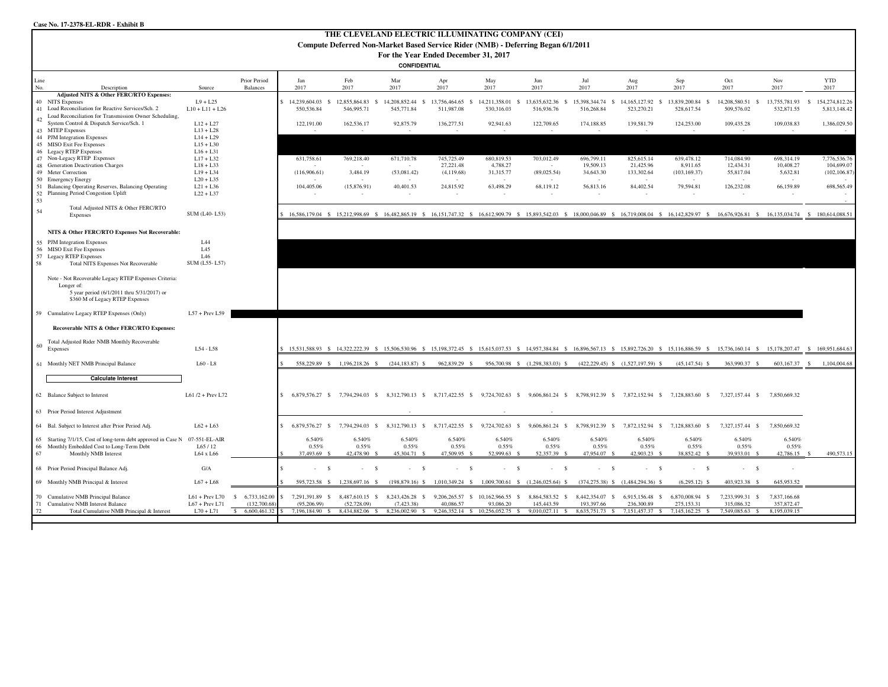**Case No. 17-2378-EL-RDR - Exhibit B**

# THE CLEVELAND ELECTRIC ILLUMINATING COMPANY (CEI)

## Compute Deferred Non-Market Based Service Rider (NMB) - Deferring Began 6/1/2011

### For the Year Ended December 31, 2017

**CONFIDENTIAL**

| Line No. | Description | Source | Prior Period Balances | Jan 2017 | Feb 2017 | Mar 2017 | Apr 2017 | May 2017 | Jun 2017 | Jul 2017 | Aug 2017 | Sep 2017 | Oct 2017 | Nov 2017 | YTD 2017 |
|---|---|---|---|---|---|---|---|---|---|---|---|---|---|---|---|
| | **Adjusted NITS & Other FERC/RTO Expenses:** | | | | | | | | | | | | | | |
| 40 | NITS Expenses | L9 + L25 | | $ 14,239,604.03 | $ 12,855,864.83 | $ 14,208,852.44 | $ 13,756,464.65 | $ 14,211,358.01 | $ 13,635,632.36 | $ 15,398,344.74 | $ 14,165,127.92 | $ 13,839,200.84 | $ 14,208,580.51 | $ 13,755,781.93 | $ 154,274,812.26 |
| 41 | Load Reconciliation for Reactive Services/Sch. 2 | L10 + L11 + L26 | | 550,536.84 | 546,995.71 | 545,771.84 | 511,987.08 | 530,316.03 | 516,936.76 | 516,268.84 | 523,270.21 | 528,617.54 | 509,576.02 | 532,871.55 | 5,813,148.42 |
| 42 | Load Reconciliation for Transmission Owner Scheduling, System Control & Dispatch Service/Sch. 1 | L12 + L27 | | 122,191.00 | 162,536.17 | 92,875.79 | 136,277.51 | 92,941.63 | 122,709.65 | 174,188.85 | 139,581.79 | 124,253.00 | 109,435.28 | 109,038.83 | 1,386,029.50 |
| 43 | MTEP Expenses | L13 + L28 | | - | - | - | - | - | - | - | - | - | - | - | - |
| 44 | PJM Integration Expenses | L14 + L29 | | | | | | | | | | | | | |
| 45 | MISO Exit Fee Expenses | L15 + L30 | | | | | | | | | | | | | |
| 46 | Legacy RTEP Expenses | L16 + L31 | | | | | | | | | | | | | |
| 47 | Non-Legacy RTEP Expenses | L17 + L32 | | 631,758.61 | 769,218.40 | 671,710.78 | 745,725.49 | 680,819.53 | 703,012.49 | 696,799.11 | 825,615.14 | 639,478.12 | 714,084.90 | 698,314.19 | 7,776,536.76 |
| 48 | Generation Deactivation Charges | L18 + L33 | | - | - | - | 27,221.48 | 4,788.27 | - | 19,509.13 | 21,425.96 | 8,911.65 | 12,434.31 | 10,408.27 | 104,699.07 |
| 49 | Meter Correction | L19 + L34 | | (116,906.61) | 3,484.19 | (53,081.42) | (4,119.68) | 31,315.77 | (89,025.54) | 34,643.30 | 133,302.64 | (103,169.37) | 55,817.04 | 5,632.81 | (102,106.87) |
| 50 | Emergency Energy | L20 + L35 | | - | - | - | - | - | - | - | - | - | - | - | - |
| 51 | Balancing Operating Reserves, Balancing Operating | L21 + L36 | | 104,405.06 | (15,876.91) | 40,401.53 | 24,815.92 | 63,498.29 | 68,119.12 | 56,813.16 | 84,402.54 | 79,594.81 | 126,232.08 | 66,159.89 | 698,565.49 |
| 52 | Planning Period Congestion Uplift | L22 + L37 | | - | - | - | - | - | - | - | - | - | - | - | - |
| 53 | | | | | | | | | | | | | | | - |
| 54 | Total Adjusted NITS & Other FERC/RTO Expenses | SUM (L40- L53) | | $ 16,586,179.04 | $ 15,212,998.69 | $ 16,482,865.19 | $ 16,151,747.32 | $ 16,612,909.79 | $ 15,893,542.03 | $ 18,000,046.89 | $ 16,719,008.04 | $ 16,142,829.97 | $ 16,676,926.81 | $ 16,135,034.74 | $ 180,614,088.51 |
| | **NITS & Other FERC/RTO Expenses Not Recoverable:** | | | | | | | | | | | | | | |
| 55 | PJM Integration Expenses | L44 | | | | | | | | | | | | | |
| 56 | MISO Exit Fee Expenses | L45 | | | | | | | | | | | | | |
| 57 | Legacy RTEP Expenses | L46 | | | | | | | | | | | | | |
| 58 | Total NITS Expenses Not Recoverable | SUM (L55- L57) | | | | | | | | | | | | | |
| | Note - Not Recoverable Legacy RTEP Expenses Criteria: Longer of: 5 year period (6/1/2011 thru 5/31/2017) or \$360 M of Legacy RTEP Expenses | | | | | | | | | | | | | | |
| 59 | Cumulative Legacy RTEP Expenses (Only) | L57 + Prev L59 | | | | | | | | | | | | | |
| | **Recoverable NITS & Other FERC/RTO Expenses:** | | | | | | | | | | | | | | |
| 60 | Total Adjusted Rider NMB Monthly Recoverable Expenses | L54 - L58 | | $ 15,531,588.93 | $ 14,322,222.39 | $ 15,506,530.96 | $ 15,198,372.45 | $ 15,615,037.53 | $ 14,957,384.84 | $ 16,896,567.13 | $ 15,892,726.20 | $ 15,116,886.59 | $ 15,736,160.14 | $ 15,178,207.47 | $ 169,951,684.63 |
| 61 | Monthly NET NMB Principal Balance | L60 - L8 | | $ 558,229.89 | $ 1,196,218.26 | $ (244,183.87) | $ 962,839.29 | $ 956,700.98 | $ (1,298,383.03) | $ (422,229.45) | $ (1,527,197.59) | $ (45,147.54) | $ 363,990.37 | $ 603,167.37 | $ 1,104,004.68 |
| | **Calculate Interest** | | | | | | | | | | | | | | |
| 62 | Balance Subject to Interest | L61 /2 + Prev L72 | | $ 6,879,576.27 | $ 7,794,294.03 | $ 8,312,790.13 | $ 8,717,422.55 | $ 9,724,702.63 | $ 9,606,861.24 | $ 8,798,912.39 | $ 7,872,152.94 | $ 7,128,883.60 | $ 7,327,157.44 | $ 7,850,669.32 | |
| 63 | Prior Period Interest Adjustment | | | | | - | | - | - | | | | | | |
| 64 | Bal. Subject to Interest after Prior Period Adj. | L62 + L63 | | $ 6,879,576.27 | $ 7,794,294.03 | $ 8,312,790.13 | $ 8,717,422.55 | $ 9,724,702.63 | $ 9,606,861.24 | $ 8,798,912.39 | $ 7,872,152.94 | $ 7,128,883.60 | $ 7,327,157.44 | $ 7,850,669.32 | |
| 65 | Starting 7/1/15, Cost of long-term debt approved in Case N | 07-551-EL-AIR | | 6.540% | 6.540% | 6.540% | 6.540% | 6.540% | 6.540% | 6.540% | 6.540% | 6.540% | 6.540% | 6.540% | |
| 66 | Monthly Embedded Cost to Long-Term Debt | L65 / 12 | | 0.55% | 0.55% | 0.55% | 0.55% | 0.55% | 0.55% | 0.55% | 0.55% | 0.55% | 0.55% | 0.55% | |
| 67 | Monthly NMB Interest | L64 x L66 | | $ 37,493.69 | $ 42,478.90 | $ 45,304.71 | $ 47,509.95 | $ 52,999.63 | $ 52,357.39 | $ 47,954.07 | $ 42,903.23 | $ 38,852.42 | $ 39,933.01 | $ 42,786.15 | $ 490,573.15 |
| 68 | Prior Period Principal Balance Adj. | G/A | | $ - | $ - | $ - | $ - | $ - | $ - | $ - | $ - | $ - | $ - | $ - | |
| 69 | Monthly NMB Principal & Interest | L67 + L68 | | $ 595,723.58 | $ 1,238,697.16 | $ (198,879.16) | $ 1,010,349.24 | $ 1,009,700.61 | $ (1,246,025.64) | $ (374,275.38) | $ (1,484,294.36) | $ (6,295.12) | $ 403,923.38 | $ 645,953.52 | |
| 70 | Cumulative NMB Principal Balance | L61 + Prev L70 | $ 6,733,162.00 | $ 7,291,391.89 | $ 8,487,610.15 | $ 8,243,426.28 | $ 9,206,265.57 | $ 10,162,966.55 | $ 8,864,583.52 | $ 8,442,354.07 | $ 6,915,156.48 | $ 6,870,008.94 | $ 7,233,999.31 | $ 7,837,166.68 | |
| 71 | Cumulative NMB Interest Balance | L67 + Prev L71 | (132,700.68) | (95,206.99) | (52,728.09) | (7,423.38) | 40,086.57 | 93,086.20 | 145,443.59 | 193,397.66 | 236,300.89 | 275,153.31 | 315,086.32 | 357,872.47 | |
| 72 | Total Cumulative NMB Principal & Interest | L70 + L71 | $ 6,600,461.32 | $ 7,196,184.90 | $ 8,434,882.06 | $ 8,236,002.90 | $ 9,246,352.14 | $ 10,256,052.75 | $ 9,010,027.11 | $ 8,635,751.73 | $ 7,151,457.37 | $ 7,145,162.25 | $ 7,549,085.63 | $ 8,195,039.15 | |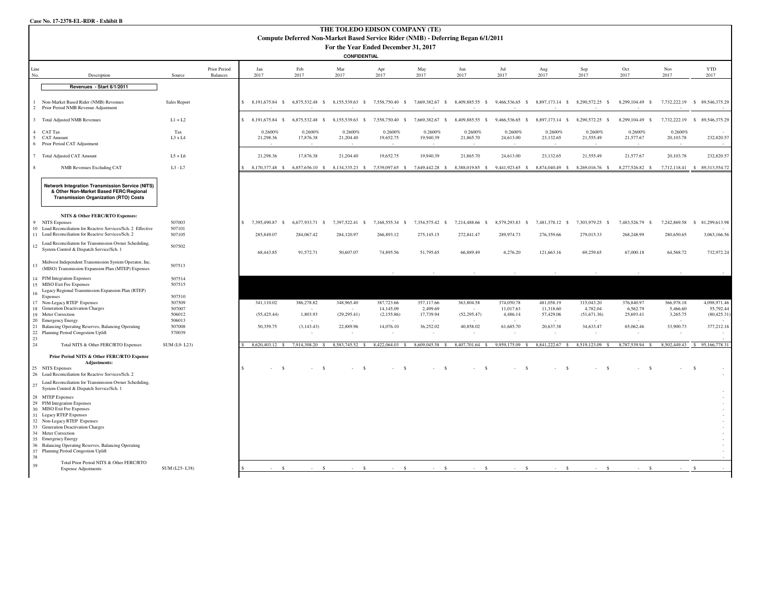**Case No. 17-2378-EL-RDR - Exhibit B**

# THE TOLEDO EDISON COMPANY (TE)

## Compute Deferred Non-Market Based Service Rider (NMB) - Deferring Began 6/1/2011

### For the Year Ended December 31, 2017

**CONFIDENTIAL**

| Line No. | Description | Source | Prior Period Balances | Jan 2017 | Feb 2017 | Mar 2017 | Apr 2017 | May 2017 | Jun 2017 | Jul 2017 | Aug 2017 | Sep 2017 | Oct 2017 | Nov 2017 | YTD 2017 |
|---|---|---|---|---|---|---|---|---|---|---|---|---|---|---|---|
| | **Revenues - Start 6/1/2011** | | | | | | | | | | | | | | |
| 1 | Non-Market Based Rider (NMB) Revenues | Sales Report | | $ 8,191,675.84 | $ 6,875,532.48 | $ 8,155,539.63 | $ 7,558,750.40 | $ 7,669,382.67 | $ 8,409,885.55 | $ 9,466,536.65 | $ 8,897,173.14 | $ 8,290,572.25 | $ 8,299,104.49 | $ 7,732,222.19 | $ 89,546,375.29 |
| 2 | Prior Period NMB Revenue Adjustment | | | - | - | - | - | - | - | - | - | - | - | - | - |
| 3 | Total Adjusted NMB Revenues | L1 + L2 | | $ 8,191,675.84 | $ 6,875,532.48 | $ 8,155,539.63 | $ 7,558,750.40 | $ 7,669,382.67 | $ 8,409,885.55 | $ 9,466,536.65 | $ 8,897,173.14 | $ 8,290,572.25 | $ 8,299,104.49 | $ 7,732,222.19 | $ 89,546,375.29 |
| 4 | CAT Tax | Tax | | 0.2600% | 0.2600% | 0.2600% | 0.2600% | 0.2600% | 0.2600% | 0.2600% | 0.2600% | 0.2600% | 0.2600% | 0.2600% | - |
| 5 | CAT Amount | L3 x L4 | | 21,298.36 | 17,876.38 | 21,204.40 | 19,652.75 | 19,940.39 | 21,865.70 | 24,613.00 | 23,132.65 | 21,555.49 | 21,577.67 | 20,103.78 | 232,820.57 |
| 6 | Prior Period CAT Adjustment | | | - | - | - | - | - | - | - | - | - | - | - | - |
| 7 | Total Adjusted CAT Amount | L5 + L6 | | 21,298.36 | 17,876.38 | 21,204.40 | 19,652.75 | 19,940.39 | 21,865.70 | 24,613.00 | 23,132.65 | 21,555.49 | 21,577.67 | 20,103.78 | 232,820.57 |
| 8 | NMB Revenues Excluding CAT | L3 - L7 | | $ 8,170,377.48 | $ 6,857,656.10 | $ 8,134,335.23 | $ 7,539,097.65 | $ 7,649,442.28 | $ 8,388,019.85 | $ 9,441,923.65 | $ 8,874,040.49 | $ 8,269,016.76 | $ 8,277,526.82 | $ 7,712,118.41 | $ 89,313,554.72 |
| | **Network Integration Transmission Service (NITS) & Other Non-Market Based FERC/Regional Transmission Organization (RTO) Costs** | | | | | | | | | | | | | | |
| | **NITS & Other FERC/RTO Expenses:** | | | | | | | | | | | | | | |
| 9 | NITS Expenses | 507003 | | $ 7,395,490.87 | $ 6,677,933.71 | $ 7,397,522.41 | $ 7,168,555.34 | $ 7,354,575.42 | $ 7,214,488.66 | $ 8,579,293.83 | $ 7,481,378.12 | $ 7,303,979.25 | $ 7,483,526.79 | $ 7,242,869.58 | $ 81,299,613.98 |
| 10 | Load Reconciliation for Reactive Services/Sch. 2 Effective | 507101 | | | | | | | | | | | | | - |
| 11 | Load Reconciliation for Reactive Services/Sch. 2 | 507105 | | 285,849.07 | 284,067.42 | 284,120.97 | 266,893.12 | 275,145.15 | 272,841.47 | 289,974.73 | 276,359.66 | 279,015.33 | 268,248.99 | 280,650.65 | 3,063,166.56 |
| 12 | Load Reconciliation for Transmission Owner Scheduling, System Control & Dispatch Service/Sch. 1 | 507502 | | 68,443.85 | 91,572.71 | 50,607.07 | 74,895.56 | 51,795.65 | 66,889.49 | 6,276.20 | 121,663.16 | 69,259.65 | 67,000.18 | 64,568.72 | 732,972.24 |
| 13 | Midwest Independent Transmission System Operator, Inc. (MISO) Transmission Expansion Plan (MTEP) Expenses | 507513 | | | | | - | - | - | - | - | - | - | - | - |
| 14 | PJM Integration Expenses | 507514 | | | | | | | | | | | | | |
| 15 | MISO Exit Fee Expenses | 507515 | | | | | | | | | | | | | |
| 16 | Legacy Regional Transmission Expansion Plan (RTEP) Expenses | 507510 | | | | | | | | | | | | | |
| 17 | Non-Legacy RTEP Expenses | 507509 | | 341,110.02 | 386,278.82 | 348,965.40 | 387,723.66 | 357,117.66 | 363,804.58 | 374,050.78 | 481,058.19 | 315,043.20 | 376,840.97 | 366,978.18 | 4,098,971.46 |
| 18 | Generation Deactivation Charges | 507007 | | | - | - | 14,145.09 | 2,499.69 | - | 11,017.63 | 11,318.60 | 4,782.04 | 6,562.79 | 5,466.60 | 55,792.44 |
| 19 | Meter Correction | 506012 | | (55,425.44) | 1,803.93 | (29,295.41) | (2,155.86) | 17,739.94 | (52,295.47) | 4,486.14 | 57,429.06 | (51,671.36) | 25,693.41 | 3,265.75 | (80,425.31) |
| 20 | Emergency Energy | 506013 | | - | - | - | - | - | - | - | - | - | - | - | - |
| 21 | Balancing Operating Reserves, Balancing Operating | 507008 | | 50,359.75 | (3,143.43) | 22,889.96 | 14,076.10 | 36,252.02 | 40,858.02 | 61,685.70 | 20,637.38 | 34,633.47 | 65,062.46 | 33,900.73 | 377,212.16 |
| 22 | Planning Period Congestion Uplift | 570039 | | - | - | - | - | - | - | - | - | - | - | - | - |
| 23 | | | | | | | | | | | | | | | - |
| 24 | Total NITS & Other FERC/RTO Expenses | SUM (L9- L23) | | $ 8,620,403.12 | $ 7,914,308.20 | $ 8,583,745.52 | $ 8,422,064.03 | $ 8,609,045.58 | $ 8,407,701.64 | $ 9,959,175.09 | $ 8,841,222.67 | $ 8,519,123.09 | $ 8,787,539.94 | $ 8,502,449.43 | $ 95,166,778.31 |
| | **Prior Period NITS & Other FERC/RTO Expense Adjustments:** | | | | | | | | | | | | | | |
| 25 | NITS Expenses | | | $ - | $ - | $ - | $ - | $ - | $ - | $ - | $ - | $ - | $ - | $ - | $ - |
| 26 | Load Reconciliation for Reactive Services/Sch. 2 | | | | | | | | | | | | | | - |
| 27 | Load Reconciliation for Transmission Owner Scheduling, System Control & Dispatch Service/Sch. 1 | | | | | | | | | | | | | | |
| 28 | MTEP Expenses | | | | | | | | | | | | | | - |
| 29 | PJM Integration Expenses | | | | | | | | | | | | | | - |
| 30 | MISO Exit Fee Expenses | | | | | | | | | | | | | | - |
| 31 | Legacy RTEP Expenses | | | | | | | | | | | | | | - |
| 32 | Non-Legacy RTEP Expenses | | | | | | | | | | | | | | - |
| 33 | Generation Deactivation Charges | | | | | | | | | | | | | | - |
| 34 | Meter Correction | | | | | | | | | | | | | | - |
| 35 | Emergency Energy | | | | | | | | | | | | | | - |
| 36 | Balancing Operating Reserves, Balancing Operating | | | | | | | | | | | | | | - |
| 37 | Planning Period Congestion Uplift | | | | | | | | | | | | | | - |
| 38 | | | | | | | | | | | | | | | - |
| 39 | Total Prior Period NITS & Other FERC/RTO Expense Adjustments | SUM (L25- L38) | | $ - | $ - | $ - | $ - | $ - | $ - | $ - | $ - | $ - | $ - | $ - | $ - |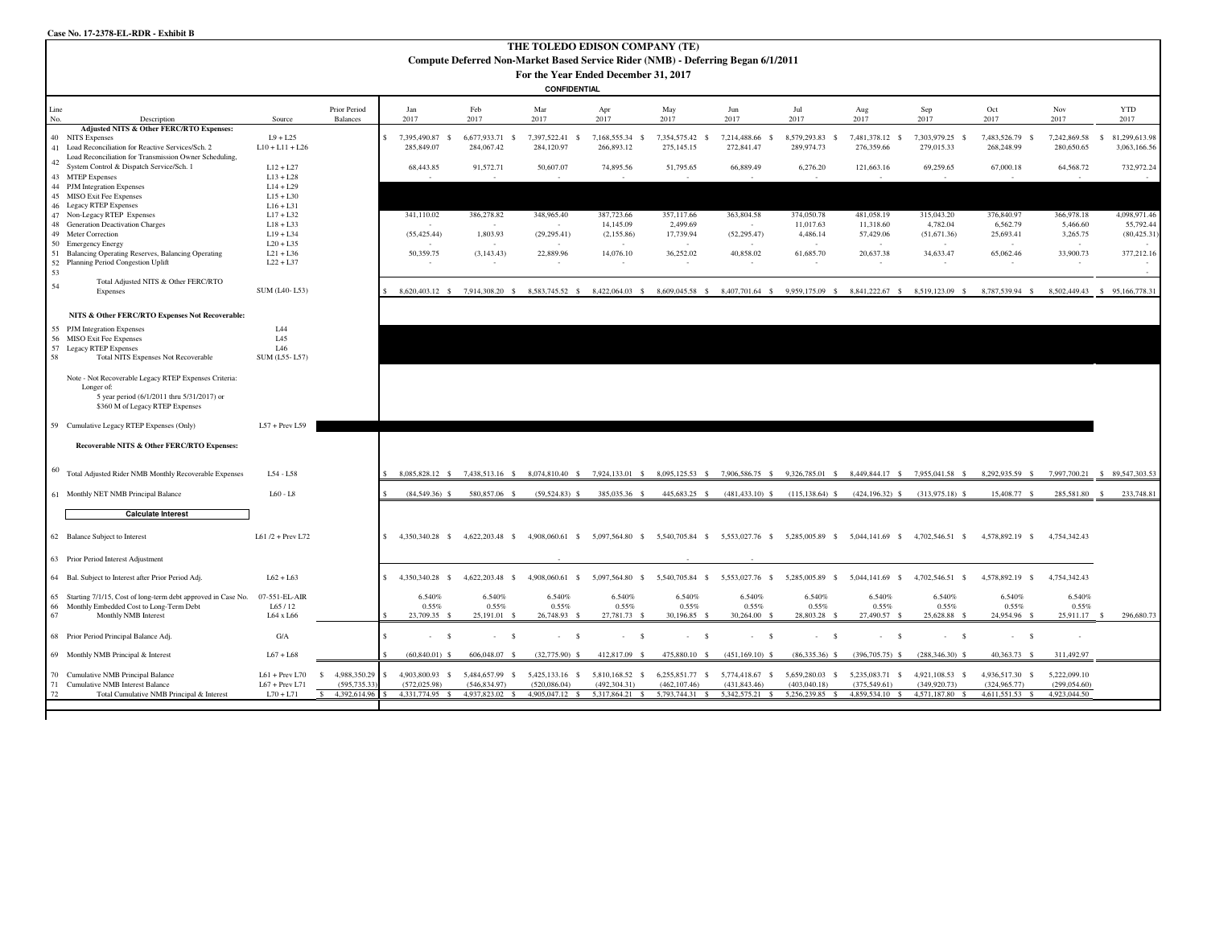Case No. 17-2378-EL-RDR - Exhibit B

# THE TOLEDO EDISON COMPANY (TE)

## Compute Deferred Non-Market Based Service Rider (NMB) - Deferring Began 6/1/2011

### For the Year Ended December 31, 2017

**CONFIDENTIAL**

| Line No. | Description | Source | Prior Period Balances | Jan 2017 | Feb 2017 | Mar 2017 | Apr 2017 | May 2017 | Jun 2017 | Jul 2017 | Aug 2017 | Sep 2017 | Oct 2017 | Nov 2017 | YTD 2017 |
|---|---|---|---|---|---|---|---|---|---|---|---|---|---|---|---|
| | **Adjusted NITS & Other FERC/RTO Expenses:** | | | | | | | | | | | | | | |
| 40 | NITS Expenses | L9 + L25 | | $ 7,395,490.87 | $ 6,677,933.71 | $ 7,397,522.41 | $ 7,168,555.34 | $ 7,354,575.42 | $ 7,214,488.66 | $ 8,579,293.83 | $ 7,481,378.12 | $ 7,303,979.25 | $ 7,483,526.79 | $ 7,242,869.58 | $ 81,299,613.98 |
| 41 | Load Reconciliation for Reactive Services/Sch. 2 | L10 + L11 + L26 | | 285,849.07 | 284,067.42 | 284,120.97 | 266,893.12 | 275,145.15 | 272,841.47 | 289,974.73 | 276,359.66 | 279,015.33 | 268,248.99 | 280,650.65 | 3,063,166.56 |
| 42 | Load Reconciliation for Transmission Owner Scheduling, System Control & Dispatch Service/Sch. 1 | L12 + L27 | | 68,443.85 | 91,572.71 | 50,607.07 | 74,895.56 | 51,795.65 | 66,889.49 | 6,276.20 | 121,663.16 | 69,259.65 | 67,000.18 | 64,568.72 | 732,972.24 |
| 43 | MTEP Expenses | L13 + L28 | | - | - | - | - | - | - | - | - | - | - | - | - |
| 44 | PJM Integration Expenses | L14 + L29 | | | | | | | | | | | | | |
| 45 | MISO Exit Fee Expenses | L15 + L30 | | | | | | | | | | | | | |
| 46 | Legacy RTEP Expenses | L16 + L31 | | | | | | | | | | | | | |
| 47 | Non-Legacy RTEP Expenses | L17 + L32 | | 341,110.02 | 386,278.82 | 348,965.40 | 387,723.66 | 357,117.66 | 363,804.58 | 374,050.78 | 481,058.19 | 315,043.20 | 376,840.97 | 366,978.18 | 4,098,971.46 |
| 48 | Generation Deactivation Charges | L18 + L33 | | - | - | - | 14,145.09 | 2,499.69 | - | 11,017.63 | 11,318.60 | 4,782.04 | 6,562.79 | 5,466.60 | 55,792.44 |
| 49 | Meter Correction | L19 + L34 | | (55,425.44) | 1,803.93 | (29,295.41) | (2,155.86) | 17,739.94 | (52,295.47) | 4,486.14 | 57,429.06 | (51,671.36) | 25,693.41 | 3,265.75 | (80,425.31) |
| 50 | Emergency Energy | L20 + L35 | | - | - | - | - | - | - | - | - | - | - | - | - |
| 51 | Balancing Operating Reserves, Balancing Operating | L21 + L36 | | 50,359.75 | (3,143.43) | 22,889.96 | 14,076.10 | 36,252.02 | 40,858.02 | 61,685.70 | 20,637.38 | 34,633.47 | 65,062.46 | 33,900.73 | 377,212.16 |
| 52 | Planning Period Congestion Uplift | L22 + L37 | | - | - | - | - | - | - | - | - | - | - | - | - |
| 53 | | | | | | | | | | | | | | | - |
| 54 | Total Adjusted NITS & Other FERC/RTO Expenses | SUM (L40- L53) | | $ 8,620,403.12 | $ 7,914,308.20 | $ 8,583,745.52 | $ 8,422,064.03 | $ 8,609,045.58 | $ 8,407,701.64 | $ 9,959,175.09 | $ 8,841,222.67 | $ 8,519,123.09 | $ 8,787,539.94 | $ 8,502,449.43 | $ 95,166,778.31 |
| | **NITS & Other FERC/RTO Expenses Not Recoverable:** | | | | | | | | | | | | | | |
| 55 | PJM Integration Expenses | L44 | | | | | | | | | | | | | |
| 56 | MISO Exit Fee Expenses | L45 | | | | | | | | | | | | | |
| 57 | Legacy RTEP Expenses | L46 | | | | | | | | | | | | | |
| 58 | Total NITS Expenses Not Recoverable | SUM (L55- L57) | | | | | | | | | | | | | |
| | Note - Not Recoverable Legacy RTEP Expenses Criteria: Longer of: 5 year period (6/1/2011 thru 5/31/2017) or $360 M of Legacy RTEP Expenses | | | | | | | | | | | | | | |
| 59 | Cumulative Legacy RTEP Expenses (Only) | L57 + Prev L59 | | | | | | | | | | | | | |
| | **Recoverable NITS & Other FERC/RTO Expenses:** | | | | | | | | | | | | | | |
| 60 | Total Adjusted Rider NMB Monthly Recoverable Expenses | L54 - L58 | | $ 8,085,828.12 | $ 7,438,513.16 | $ 8,074,810.40 | $ 7,924,133.01 | $ 8,095,125.53 | $ 7,906,586.75 | $ 9,326,785.01 | $ 8,449,844.17 | $ 7,955,041.58 | $ 8,292,935.59 | $ 7,997,700.21 | $ 89,547,303.53 |
| 61 | Monthly NET NMB Principal Balance | L60 - L8 | | $ (84,549.36) | $ 580,857.06 | $ (59,524.83) | $ 385,035.36 | $ 445,683.25 | $ (481,433.10) | $ (115,138.64) | $ (424,196.32) | $ (313,975.18) | $ 15,408.77 | $ 285,581.80 | $ 233,748.81 |
| | **Calculate Interest** | | | | | | | | | | | | | | |
| 62 | Balance Subject to Interest | L61 /2 + Prev L72 | | $ 4,350,340.28 | $ 4,622,203.48 | $ 4,908,060.61 | $ 5,097,564.80 | $ 5,540,705.84 | $ 5,553,027.76 | $ 5,285,005.89 | $ 5,044,141.69 | $ 4,702,546.51 | $ 4,578,892.19 | $ 4,754,342.43 | |
| 63 | Prior Period Interest Adjustment | | | | | - | | - | - | | | | | | |
| 64 | Bal. Subject to Interest after Prior Period Adj. | L62 + L63 | | $ 4,350,340.28 | $ 4,622,203.48 | $ 4,908,060.61 | $ 5,097,564.80 | $ 5,540,705.84 | $ 5,553,027.76 | $ 5,285,005.89 | $ 5,044,141.69 | $ 4,702,546.51 | $ 4,578,892.19 | $ 4,754,342.43 | |
| 65 | Starting 7/1/15, Cost of long-term debt approved in Case No. | 07-551-EL-AIR | | 6.540% | 6.540% | 6.540% | 6.540% | 6.540% | 6.540% | 6.540% | 6.540% | 6.540% | 6.540% | 6.540% | |
| 66 | Monthly Embedded Cost to Long-Term Debt | L65 / 12 | | 0.55% | 0.55% | 0.55% | 0.55% | 0.55% | 0.55% | 0.55% | 0.55% | 0.55% | 0.55% | 0.55% | |
| 67 | Monthly NMB Interest | L64 x L66 | | $ 23,709.35 | $ 25,191.01 | $ 26,748.93 | $ 27,781.73 | $ 30,196.85 | $ 30,264.00 | $ 28,803.28 | $ 27,490.57 | $ 25,628.88 | $ 24,954.96 | $ 25,911.17 | $ 296,680.73 |
| 68 | Prior Period Principal Balance Adj. | G/A | | $ - | $ - | $ - | $ - | $ - | $ - | $ - | $ - | $ - | $ - | - | |
| 69 | Monthly NMB Principal & Interest | L67 + L68 | | $ (60,840.01) | $ 606,048.07 | $ (32,775.90) | $ 412,817.09 | $ 475,880.10 | $ (451,169.10) | $ (86,335.36) | $ (396,705.75) | $ (288,346.30) | $ 40,363.73 | $ 311,492.97 | |
| 70 | Cumulative NMB Principal Balance | L61 + Prev L70 | $ 4,988,350.29 | $ 4,903,800.93 | $ 5,484,657.99 | $ 5,425,133.16 | $ 5,810,168.52 | $ 6,255,851.77 | $ 5,774,418.67 | $ 5,659,280.03 | $ 5,235,083.71 | $ 4,921,108.53 | $ 4,936,517.30 | $ 5,222,099.10 | |
| 71 | Cumulative NMB Interest Balance | L67 + Prev L71 | (595,735.33) | (572,025.98) | (546,834.97) | (520,086.04) | (492,304.31) | (462,107.46) | (431,843.46) | (403,040.18) | (375,549.61) | (349,920.73) | (324,965.77) | (299,054.60) | |
| 72 | Total Cumulative NMB Principal & Interest | L70 + L71 | $ 4,392,614.96 | $ 4,331,774.95 | $ 4,937,823.02 | $ 4,905,047.12 | $ 5,317,864.21 | $ 5,793,744.31 | $ 5,342,575.21 | $ 5,256,239.85 | $ 4,859,534.10 | $ 4,571,187.80 | $ 4,611,551.53 | $ 4,923,044.50 | |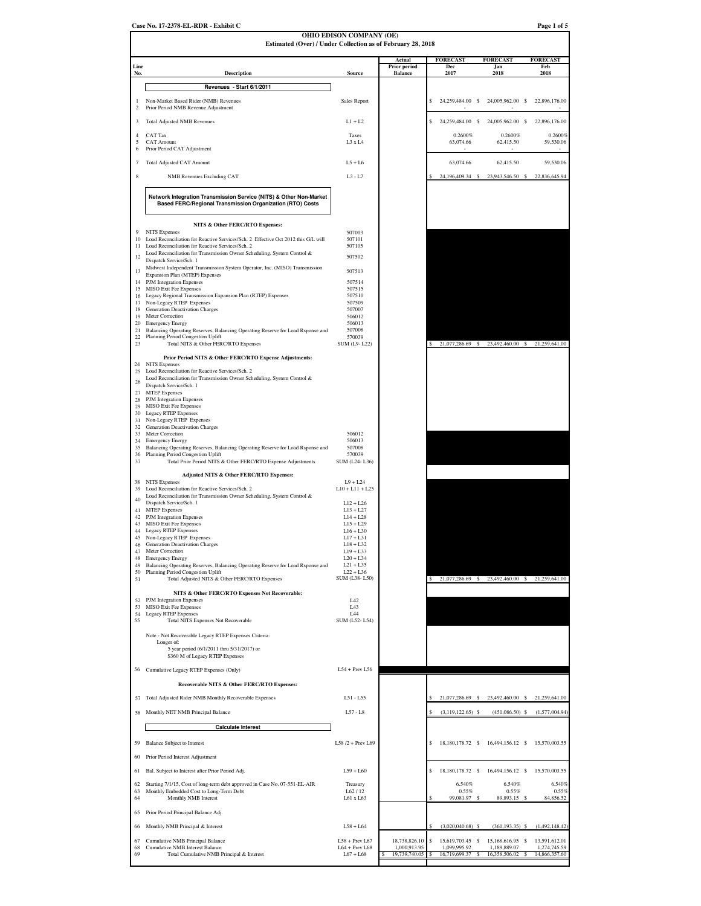Case No. 17-2378-EL-RDR - Exhibit C

# OHIO EDISON COMPANY (OE)

## Estimated (Over) / Under Collection as of February 28, 2018

| Line No. | Description | Source | Actual Prior period Balance | FORECAST Dec 2017 | FORECAST Jan 2018 | FORECAST Feb 2018 |
|---|---|---|---|---|---|---|
| | **Revenues - Start 6/1/2011** | | | | | |
| 1 | Non-Market Based Rider (NMB) Revenues | Sales Report | | $ 24,259,484.00 | $ 24,005,962.00 | $ 22,896,176.00 |
| 2 | Prior Period NMB Revenue Adjustment | | | - | - | - |
| 3 | Total Adjusted NMB Revenues | L1 + L2 | | $ 24,259,484.00 | $ 24,005,962.00 | $ 22,896,176.00 |
| 4 | CAT Tax | Taxes | | 0.2600% | 0.2600% | 0.2600% |
| 5 | CAT Amount | L3 x L4 | | 63,074.66 | 62,415.50 | 59,530.06 |
| 6 | Prior Period CAT Adjustment | | | - | - | - |
| 7 | Total Adjusted CAT Amount | L5 + L6 | | 63,074.66 | 62,415.50 | 59,530.06 |
| 8 | NMB Revenues Excluding CAT | L3 - L7 | | $ 24,196,409.34 | $ 23,943,546.50 | $ 22,836,645.94 |
| | **Network Integration Transmission Service (NITS) & Other Non-Market Based FERC/Regional Transmission Organization (RTO) Costs** | | | | | |
| | **NITS & Other FERC/RTO Expenses:** | | | | | |
| 9 | NITS Expenses | 507003 | | | | |
| 10 | Load Reconciliation for Reactive Services/Sch. 2 Effective Oct 2012 this G/L will | 507101 | | | | |
| 11 | Load Reconciliation for Reactive Services/Sch. 2 | 507105 | | | | |
| 12 | Load Reconciliation for Transmission Owner Scheduling, System Control & Dispatch Service/Sch. 1 | 507502 | | | | |
| 13 | Midwest Independent Transmission System Operator, Inc. (MISO) Transmission Expansion Plan (MTEP) Expenses | 507513 | | | | |
| 14 | PJM Integration Expenses | 507514 | | | | |
| 15 | MISO Exit Fee Expenses | 507515 | | | | |
| 16 | Legacy Regional Transmission Expansion Plan (RTEP) Expenses | 507510 | | | | |
| 17 | Non-Legacy RTEP Expenses | 507509 | | | | |
| 18 | Generation Deactivation Charges | 507007 | | | | |
| 19 | Meter Correction | 506012 | | | | |
| 20 | Emergency Energy | 506013 | | | | |
| 21 | Balancing Operating Reserves, Balancing Operating Reserve for Load Rsponse and | 507008 | | | | |
| 22 | Planning Period Congestion Uplift | 570039 | | | | |
| 23 | Total NITS & Other FERC/RTO Expenses | SUM (L9- L22) | | $ 21,077,286.69 | $ 23,492,460.00 | $ 21,259,641.00 |
| | **Prior Period NITS & Other FERC/RTO Expense Adjustments:** | | | | | |
| 24 | NITS Expenses | | | | | |
| 25 | Load Reconciliation for Reactive Services/Sch. 2 | | | | | |
| 26 | Load Reconciliation for Transmission Owner Scheduling, System Control & Dispatch Service/Sch. 1 | | | | | |
| 27 | MTEP Expenses | | | | | |
| 28 | PJM Integration Expenses | | | | | |
| 29 | MISO Exit Fee Expenses | | | | | |
| 30 | Legacy RTEP Expenses | | | | | |
| 31 | Non-Legacy RTEP Expenses | | | | | |
| 32 | Generation Deactivation Charges | | | | | |
| 33 | Meter Correction | 506012 | | | | |
| 34 | Emergency Energy | 506013 | | | | |
| 35 | Balancing Operating Reserves, Balancing Operating Reserve for Load Rsponse and | 507008 | | | | |
| 36 | Planning Period Congestion Uplift | 570039 | | | | |
| 37 | Total Prior Period NITS & Other FERC/RTO Expense Adjustments | SUM (L24- L36) | | | | |
| | **Adjusted NITS & Other FERC/RTO Expenses:** | | | | | |
| 38 | NITS Expenses | L9 + L24 | | | | |
| 39 | Load Reconciliation for Reactive Services/Sch. 2 | L10 + L11 + L25 | | | | |
| 40 | Load Reconciliation for Transmission Owner Scheduling, System Control & Dispatch Service/Sch. 1 | L12 + L26 | | | | |
| 41 | MTEP Expenses | L13 + L27 | | | | |
| 42 | PJM Integration Expenses | L14 + L28 | | | | |
| 43 | MISO Exit Fee Expenses | L15 + L29 | | | | |
| 44 | Legacy RTEP Expenses | L16 + L30 | | | | |
| 45 | Non-Legacy RTEP Expenses | L17 + L31 | | | | |
| 46 | Generation Deactivation Charges | L18 + L32 | | | | |
| 47 | Meter Correction | L19 + L33 | | | | |
| 48 | Emergency Energy | L20 + L34 | | | | |
| 49 | Balancing Operating Reserves, Balancing Operating Reserve for Load Rsponse and | L21 + L35 | | | | |
| 50 | Planning Period Congestion Uplift | L22 + L36 | | | | |
| 51 | Total Adjusted NITS & Other FERC/RTO Expenses | SUM (L38- L50) | | $ 21,077,286.69 | $ 23,492,460.00 | $ 21,259,641.00 |
| | **NITS & Other FERC/RTO Expenses Not Recoverable:** | | | | | |
| 52 | PJM Integration Expenses | L42 | | | | |
| 53 | MISO Exit Fee Expenses | L43 | | | | |
| 54 | Legacy RTEP Expenses | L44 | | | | |
| 55 | Total NITS Expenses Not Recoverable | SUM (L52- L54) | | | | |
| | Note - Not Recoverable Legacy RTEP Expenses Criteria: Longer of: 5 year period (6/1/2011 thru 5/31/2017) or \$360 M of Legacy RTEP Expenses | | | | | |
| 56 | Cumulative Legacy RTEP Expenses (Only) | L54 + Prev L56 | | | | |
| | **Recoverable NITS & Other FERC/RTO Expenses:** | | | | | |
| 57 | Total Adjusted Rider NMB Monthly Recoverable Expenses | L51 - L55 | | $ 21,077,286.69 | $ 23,492,460.00 | $ 21,259,641.00 |
| 58 | Monthly NET NMB Principal Balance | L57 - L8 | | $ (3,119,122.65) | $ (451,086.50) | $ (1,577,004.94) |
| | **Calculate Interest** | | | | | |
| 59 | Balance Subject to Interest | L58 /2 + Prev L69 | | $ 18,180,178.72 | $ 16,494,156.12 | $ 15,570,003.55 |
| 60 | Prior Period Interest Adjustment | | | | | |
| 61 | Bal. Subject to Interest after Prior Period Adj. | L59 + L60 | | $ 18,180,178.72 | $ 16,494,156.12 | $ 15,570,003.55 |
| 62 | Starting 7/1/15, Cost of long-term debt approved in Case No. 07-551-EL-AIR | Treasury | | 6.540% | 6.540% | 6.540% |
| 63 | Monthly Embedded Cost to Long-Term Debt | L62 / 12 | | 0.55% | 0.55% | 0.55% |
| 64 | Monthly NMB Interest | L61 x L63 | | $ 99,081.97 | $ 89,893.15 | $ 84,856.52 |
| 65 | Prior Period Principal Balance Adj. | | | | | |
| 66 | Monthly NMB Principal & Interest | L58 + L64 | | $ (3,020,040.68) | $ (361,193.35) | $ (1,492,148.42) |
| 67 | Cumulative NMB Principal Balance | L58 + Prev L67 | 18,738,826.10 | $ 15,619,703.45 | $ 15,168,616.95 | $ 13,591,612.01 |
| 68 | Cumulative NMB Interest Balance | L64 + Prev L68 | 1,000,913.95 | 1,099,995.92 | 1,189,889.07 | 1,274,745.59 |
| 69 | Total Cumulative NMB Principal & Interest | L67 + L68 | $ 19,739,740.05 | $ 16,719,699.37 | $ 16,358,506.02 | $ 14,866,357.60 |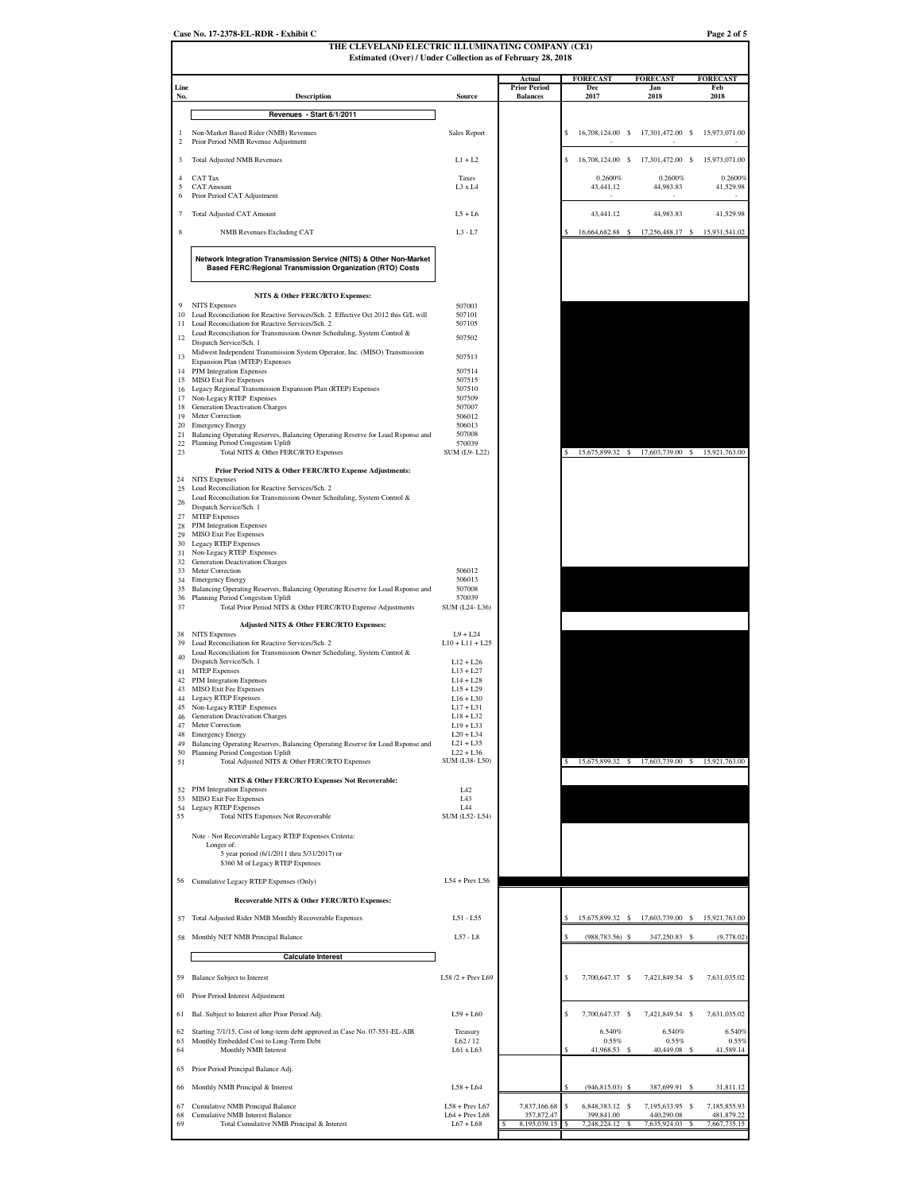Case No. 17-2378-EL-RDR - Exhibit C

# THE CLEVELAND ELECTRIC ILLUMINATING COMPANY (CEI)

## Estimated (Over) / Under Collection as of February 28, 2018

| Line No. | Description | Source | Actual Prior Period Balances | FORECAST Dec 2017 | FORECAST Jan 2018 | FORECAST Feb 2018 |
|---|---|---|---|---|---|---|
| | **Revenues - Start 6/1/2011** | | | | | |
| 1 | Non-Market Based Rider (NMB) Revenues | Sales Report | | $ 16,708,124.00 | $ 17,301,472.00 | $ 15,973,071.00 |
| 2 | Prior Period NMB Revenue Adjustment | | | - | - | - |
| 3 | Total Adjusted NMB Revenues | L1 + L2 | | $ 16,708,124.00 | $ 17,301,472.00 | $ 15,973,071.00 |
| 4 | CAT Tax | Taxes | | 0.2600% | 0.2600% | 0.2600% |
| 5 | CAT Amount | L3 x L4 | | 43,441.12 | 44,983.83 | 41,529.98 |
| 6 | Prior Period CAT Adjustment | | | - | - | - |
| 7 | Total Adjusted CAT Amount | L5 + L6 | | 43,441.12 | 44,983.83 | 41,529.98 |
| 8 | NMB Revenues Excluding CAT | L3 - L7 | | $ 16,664,682.88 | $ 17,256,488.17 | $ 15,931,541.02 |
| | **Network Integration Transmission Service (NITS) & Other Non-Market Based FERC/Regional Transmission Organization (RTO) Costs** | | | | | |
| | **NITS & Other FERC/RTO Expenses:** | | | | | |
| 9 | NITS Expenses | 507003 | | | | |
| 10 | Load Reconciliation for Reactive Services/Sch. 2 Effective Oct 2012 this G/L will | 507101 | | | | |
| 11 | Load Reconciliation for Reactive Services/Sch. 2 | 507105 | | | | |
| 12 | Load Reconciliation for Transmission Owner Scheduling, System Control & Dispatch Service/Sch. 1 | 507502 | | | | |
| 13 | Midwest Independent Transmission System Operator, Inc. (MISO) Transmission Expansion Plan (MTEP) Expenses | 507513 | | | | |
| 14 | PJM Integration Expenses | 507514 | | | | |
| 15 | MISO Exit Fee Expenses | 507515 | | | | |
| 16 | Legacy Regional Transmission Expansion Plan (RTEP) Expenses | 507510 | | | | |
| 17 | Non-Legacy RTEP Expenses | 507509 | | | | |
| 18 | Generation Deactivation Charges | 507007 | | | | |
| 19 | Meter Correction | 506012 | | | | |
| 20 | Emergency Energy | 506013 | | | | |
| 21 | Balancing Operating Reserves, Balancing Operating Reserve for Load Rsponse and | 507008 | | | | |
| 22 | Planning Period Congestion Uplift | 570039 | | | | |
| 23 | Total NITS & Other FERC/RTO Expenses | SUM (L9- L22) | | $ 15,675,899.32 | $ 17,603,739.00 | $ 15,921,763.00 |
| | **Prior Period NITS & Other FERC/RTO Expense Adjustments:** | | | | | |
| 24 | NITS Expenses | | | | | |
| 25 | Load Reconciliation for Reactive Services/Sch. 2 | | | | | |
| 26 | Load Reconciliation for Transmission Owner Scheduling, System Control & Dispatch Service/Sch. 1 | | | | | |
| 27 | MTEP Expenses | | | | | |
| 28 | PJM Integration Expenses | | | | | |
| 29 | MISO Exit Fee Expenses | | | | | |
| 30 | Legacy RTEP Expenses | | | | | |
| 31 | Non-Legacy RTEP Expenses | | | | | |
| 32 | Generation Deactivation Charges | | | | | |
| 33 | Meter Correction | 506012 | | | | |
| 34 | Emergency Energy | 506013 | | | | |
| 35 | Balancing Operating Reserves, Balancing Operating Reserve for Load Rsponse and | 507008 | | | | |
| 36 | Planning Period Congestion Uplift | 570039 | | | | |
| 37 | Total Prior Period NITS & Other FERC/RTO Expense Adjustments | SUM (L24- L36) | | | | |
| | **Adjusted NITS & Other FERC/RTO Expenses:** | | | | | |
| 38 | NITS Expenses | L9 + L24 | | | | |
| 39 | Load Reconciliation for Reactive Services/Sch. 2 | L10 + L11 + L25 | | | | |
| 40 | Load Reconciliation for Transmission Owner Scheduling, System Control & Dispatch Service/Sch. 1 | L12 + L26 | | | | |
| 41 | MTEP Expenses | L13 + L27 | | | | |
| 42 | PJM Integration Expenses | L14 + L28 | | | | |
| 43 | MISO Exit Fee Expenses | L15 + L29 | | | | |
| 44 | Legacy RTEP Expenses | L16 + L30 | | | | |
| 45 | Non-Legacy RTEP Expenses | L17 + L31 | | | | |
| 46 | Generation Deactivation Charges | L18 + L32 | | | | |
| 47 | Meter Correction | L19 + L33 | | | | |
| 48 | Emergency Energy | L20 + L34 | | | | |
| 49 | Balancing Operating Reserves, Balancing Operating Reserve for Load Rsponse and | L21 + L35 | | | | |
| 50 | Planning Period Congestion Uplift | L22 + L36 | | | | |
| 51 | Total Adjusted NITS & Other FERC/RTO Expenses | SUM (L38- L50) | | $ 15,675,899.32 | $ 17,603,739.00 | $ 15,921,763.00 |
| | **NITS & Other FERC/RTO Expenses Not Recoverable:** | | | | | |
| 52 | PJM Integration Expenses | L42 | | | | |
| 53 | MISO Exit Fee Expenses | L43 | | | | |
| 54 | Legacy RTEP Expenses | L44 | | | | |
| 55 | Total NITS Expenses Not Recoverable | SUM (L52- L54) | | | | |
| | Note - Not Recoverable Legacy RTEP Expenses Criteria: Longer of: 5 year period (6/1/2011 thru 5/31/2017) or $360 M of Legacy RTEP Expenses | | | | | |
| 56 | Cumulative Legacy RTEP Expenses (Only) | L54 + Prev L56 | | | | |
| | **Recoverable NITS & Other FERC/RTO Expenses:** | | | | | |
| 57 | Total Adjusted Rider NMB Monthly Recoverable Expenses | L51 - L55 | | $ 15,675,899.32 | $ 17,603,739.00 | $ 15,921,763.00 |
| 58 | Monthly NET NMB Principal Balance | L57 - L8 | | $ (988,783.56) | $ 347,250.83 | $ (9,778.02) |
| | **Calculate Interest** | | | | | |
| 59 | Balance Subject to Interest | L58 /2 + Prev L69 | | $ 7,700,647.37 | $ 7,421,849.54 | $ 7,631,035.02 |
| 60 | Prior Period Interest Adjustment | | | | | |
| 61 | Bal. Subject to Interest after Prior Period Adj. | L59 + L60 | | $ 7,700,647.37 | $ 7,421,849.54 | $ 7,631,035.02 |
| 62 | Starting 7/1/15, Cost of long-term debt approved in Case No. 07-551-EL-AIR | Treasury | | 6.540% | 6.540% | 6.540% |
| 63 | Monthly Embedded Cost to Long-Term Debt | L62 / 12 | | 0.55% | 0.55% | 0.55% |
| 64 | Monthly NMB Interest | L61 x L63 | | $ 41,968.53 | $ 40,449.08 | $ 41,589.14 |
| 65 | Prior Period Principal Balance Adj. | | | | | |
| 66 | Monthly NMB Principal & Interest | L58 + L64 | | $ (946,815.03) | $ 387,699.91 | $ 31,811.12 |
| 67 | Cumulative NMB Principal Balance | L58 + Prev L67 | 7,837,166.68 | $ 6,848,383.12 | $ 7,195,633.95 | $ 7,185,855.93 |
| 68 | Cumulative NMB Interest Balance | L64 + Prev L68 | 357,872.47 | 399,841.00 | 440,290.08 | 481,879.22 |
| 69 | Total Cumulative NMB Principal & Interest | L67 + L68 | $ 8,195,039.15 | $ 7,248,224.12 | $ 7,635,924.03 | $ 7,667,735.15 |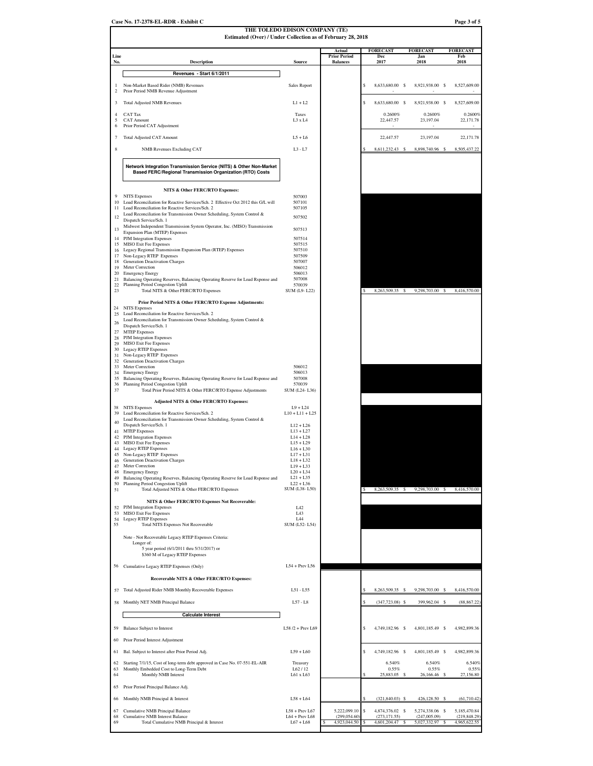Case No. 17-2378-EL-RDR - Exhibit C

# THE TOLEDO EDISON COMPANY (TE)

## Estimated (Over) / Under Collection as of February 28, 2018

| Line No. | Description | Source | Actual Prior Period Balances | FORECAST Dec 2017 | FORECAST Jan 2018 | FORECAST Feb 2018 |
|---|---|---|---|---|---|---|
| | **Revenues - Start 6/1/2011** | | | | | |
| 1 | Non-Market Based Rider (NMB) Revenues | Sales Report | | $ 8,633,680.00 | $ 8,921,938.00 | $ 8,527,609.00 |
| 2 | Prior Period NMB Revenue Adjustment | | | - | - | - |
| 3 | Total Adjusted NMB Revenues | L1 + L2 | | $ 8,633,680.00 | $ 8,921,938.00 | $ 8,527,609.00 |
| 4 | CAT Tax | Taxes | | 0.2600% | 0.2600% | 0.2600% |
| 5 | CAT Amount | L3 x L4 | | 22,447.57 | 23,197.04 | 22,171.78 |
| 6 | Prior Period CAT Adjustment | | | - | - | - |
| 7 | Total Adjusted CAT Amount | L5 + L6 | | 22,447.57 | 23,197.04 | 22,171.78 |
| 8 | NMB Revenues Excluding CAT | L3 - L7 | | $ 8,611,232.43 | $ 8,898,740.96 | $ 8,505,437.22 |
| | **Network Integration Transmission Service (NITS) & Other Non-Market Based FERC/Regional Transmission Organization (RTO) Costs** | | | | | |
| | **NITS & Other FERC/RTO Expenses:** | | | | | |
| 9 | NITS Expenses | 507003 | | | | |
| 10 | Load Reconciliation for Reactive Services/Sch. 2 Effective Oct 2012 this G/L will | 507101 | | | | |
| 11 | Load Reconciliation for Reactive Services/Sch. 2 | 507105 | | | | |
| 12 | Load Reconciliation for Transmission Owner Scheduling, System Control & Dispatch Service/Sch. 1 | 507502 | | | | |
| 13 | Midwest Independent Transmission System Operator, Inc. (MISO) Transmission Expansion Plan (MTEP) Expenses | 507513 | | | | |
| 14 | PJM Integration Expenses | 507514 | | | | |
| 15 | MISO Exit Fee Expenses | 507515 | | | | |
| 16 | Legacy Regional Transmission Expansion Plan (RTEP) Expenses | 507510 | | | | |
| 17 | Non-Legacy RTEP Expenses | 507509 | | | | |
| 18 | Generation Deactivation Charges | 507007 | | | | |
| 19 | Meter Correction | 506012 | | | | |
| 20 | Emergency Energy | 506013 | | | | |
| 21 | Balancing Operating Reserves, Balancing Operating Reserve for Load Rsponse and | 507008 | | | | |
| 22 | Planning Period Congestion Uplift | 570039 | | | | |
| 23 | Total NITS & Other FERC/RTO Expenses | SUM (L9- L22) | | $ 8,263,509.35 | $ 9,298,703.00 | $ 8,416,570.00 |
| | **Prior Period NITS & Other FERC/RTO Expense Adjustments:** | | | | | |
| 24 | NITS Expenses | | | | | |
| 25 | Load Reconciliation for Reactive Services/Sch. 2 | | | | | |
| 26 | Load Reconciliation for Transmission Owner Scheduling, System Control & Dispatch Service/Sch. 1 | | | | | |
| 27 | MTEP Expenses | | | | | |
| 28 | PJM Integration Expenses | | | | | |
| 29 | MISO Exit Fee Expenses | | | | | |
| 30 | Legacy RTEP Expenses | | | | | |
| 31 | Non-Legacy RTEP Expenses | | | | | |
| 32 | Generation Deactivation Charges | | | | | |
| 33 | Meter Correction | 506012 | | | | |
| 34 | Emergency Energy | 506013 | | | | |
| 35 | Balancing Operating Reserves, Balancing Operating Reserve for Load Rsponse and | 507008 | | | | |
| 36 | Planning Period Congestion Uplift | 570039 | | | | |
| 37 | Total Prior Period NITS & Other FERC/RTO Expense Adjustments | SUM (L24- L36) | | | | |
| | **Adjusted NITS & Other FERC/RTO Expenses:** | | | | | |
| 38 | NITS Expenses | L9 + L24 | | | | |
| 39 | Load Reconciliation for Reactive Services/Sch. 2 | L10 + L11 + L25 | | | | |
| 40 | Load Reconciliation for Transmission Owner Scheduling, System Control & Dispatch Service/Sch. 1 | L12 + L26 | | | | |
| 41 | MTEP Expenses | L13 + L27 | | | | |
| 42 | PJM Integration Expenses | L14 + L28 | | | | |
| 43 | MISO Exit Fee Expenses | L15 + L29 | | | | |
| 44 | Legacy RTEP Expenses | L16 + L30 | | | | |
| 45 | Non-Legacy RTEP Expenses | L17 + L31 | | | | |
| 46 | Generation Deactivation Charges | L18 + L32 | | | | |
| 47 | Meter Correction | L19 + L33 | | | | |
| 48 | Emergency Energy | L20 + L34 | | | | |
| 49 | Balancing Operating Reserves, Balancing Operating Reserve for Load Rsponse and | L21 + L35 | | | | |
| 50 | Planning Period Congestion Uplift | L22 + L36 | | | | |
| 51 | Total Adjusted NITS & Other FERC/RTO Expenses | SUM (L38- L50) | | $ 8,263,509.35 | $ 9,298,703.00 | $ 8,416,570.00 |
| | **NITS & Other FERC/RTO Expenses Not Recoverable:** | | | | | |
| 52 | PJM Integration Expenses | L42 | | | | |
| 53 | MISO Exit Fee Expenses | L43 | | | | |
| 54 | Legacy RTEP Expenses | L44 | | | | |
| 55 | Total NITS Expenses Not Recoverable | SUM (L52- L54) | | | | |
| | Note - Not Recoverable Legacy RTEP Expenses Criteria: Longer of: 5 year period (6/1/2011 thru 5/31/2017) or $360 M of Legacy RTEP Expenses | | | | | |
| 56 | Cumulative Legacy RTEP Expenses (Only) | L54 + Prev L56 | | | | |
| | **Recoverable NITS & Other FERC/RTO Expenses:** | | | | | |
| 57 | Total Adjusted Rider NMB Monthly Recoverable Expenses | L51 - L55 | | $ 8,263,509.35 | $ 9,298,703.00 | $ 8,416,570.00 |
| 58 | Monthly NET NMB Principal Balance | L57 - L8 | | $ (347,723.08) | $ 399,962.04 | $ (88,867.22) |
| | **Calculate Interest** | | | | | |
| 59 | Balance Subject to Interest | L58 /2 + Prev L69 | | $ 4,749,182.96 | $ 4,801,185.49 | $ 4,982,899.36 |
| 60 | Prior Period Interest Adjustment | | | | | |
| 61 | Bal. Subject to Interest after Prior Period Adj. | L59 + L60 | | $ 4,749,182.96 | $ 4,801,185.49 | $ 4,982,899.36 |
| 62 | Starting 7/1/15, Cost of long-term debt approved in Case No. 07-551-EL-AIR | Treasury | | 6.540% | 6.540% | 6.540% |
| 63 | Monthly Embedded Cost to Long-Term Debt | L62 / 12 | | 0.55% | 0.55% | 0.55% |
| 64 | Monthly NMB Interest | L61 x L63 | | $ 25,883.05 | $ 26,166.46 | $ 27,156.80 |
| 65 | Prior Period Principal Balance Adj. | | | | | |
| 66 | Monthly NMB Principal & Interest | L58 + L64 | | $ (321,840.03) | $ 426,128.50 | $ (61,710.42) |
| 67 | Cumulative NMB Principal Balance | L58 + Prev L67 | 5,222,099.10 | $ 4,874,376.02 | $ 5,274,338.06 | $ 5,185,470.84 |
| 68 | Cumulative NMB Interest Balance | L64 + Prev L68 | (299,054.60) | (273,171.55) | (247,005.09) | (219,848.29) |
| 69 | Total Cumulative NMB Principal & Interest | L67 + L68 | $ 4,923,044.50 | $ 4,601,204.47 | $ 5,027,332.97 | $ 4,965,622.55 |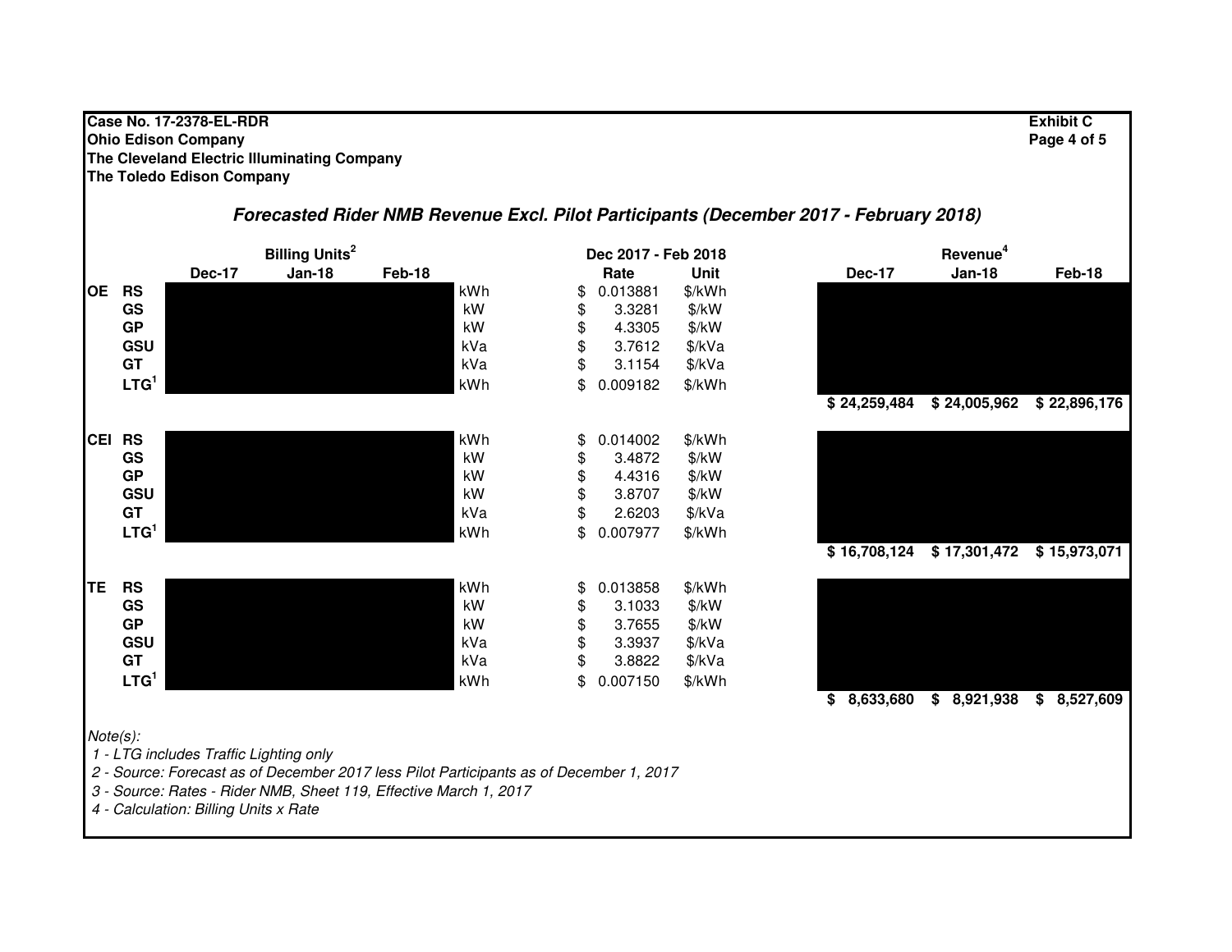**Case No. 17-2378-EL-RDR**
**Ohio Edison Company**
**The Cleveland Electric Illuminating Company**
**The Toledo Edison Company**

**Exhibit C**
**Page 4 of 5**

### *Forecasted Rider NMB Revenue Excl. Pilot Participants (December 2017 - February 2018)*

| | | Billing Units[2] | | | | Dec 2017 - Feb 2018 | | Revenue[4] | | |
|---|---|---|---|---|---|---|---|---|---|---|
| | | Dec-17 | Jan-18 | Feb-18 | | Rate | Unit | Dec-17 | Jan-18 | Feb-18 |
| OE | RS | | | | kWh | $ 0.013881 | $/kWh | | | |
| | GS | | | | kW | $ 3.3281 | $/kW | | | |
| | GP | | | | kW | $ 4.3305 | $/kW | | | |
| | GSU | | | | kVa | $ 3.7612 | $/kVa | | | |
| | GT | | | | kVa | $ 3.1154 | $/kVa | | | |
| | LTG[1] | | | | kWh | $ 0.009182 | $/kWh | | | |
| | | | | | | | | $ 24,259,484 | $ 24,005,962 | $ 22,896,176 |
| CEI | RS | | | | kWh | $ 0.014002 | $/kWh | | | |
| | GS | | | | kW | $ 3.4872 | $/kW | | | |
| | GP | | | | kW | $ 4.4316 | $/kW | | | |
| | GSU | | | | kW | $ 3.8707 | $/kW | | | |
| | GT | | | | kVa | $ 2.6203 | $/kVa | | | |
| | LTG[1] | | | | kWh | $ 0.007977 | $/kWh | | | |
| | | | | | | | | $ 16,708,124 | $ 17,301,472 | $ 15,973,071 |
| TE | RS | | | | kWh | $ 0.013858 | $/kWh | | | |
| | GS | | | | kW | $ 3.1033 | $/kW | | | |
| | GP | | | | kW | $ 3.7655 | $/kW | | | |
| | GSU | | | | kVa | $ 3.3937 | $/kVa | | | |
| | GT | | | | kVa | $ 3.8822 | $/kVa | | | |
| | LTG[1] | | | | kWh | $ 0.007150 | $/kWh | | | |
| | | | | | | | | $ 8,633,680 | $ 8,921,938 | $ 8,527,609 |

*Note(s):*

*1 - LTG includes Traffic Lighting only*

*2 - Source: Forecast as of December 2017 less Pilot Participants as of December 1, 2017*

*3 - Source: Rates - Rider NMB, Sheet 119, Effective March 1, 2017*

*4 - Calculation: Billing Units x Rate*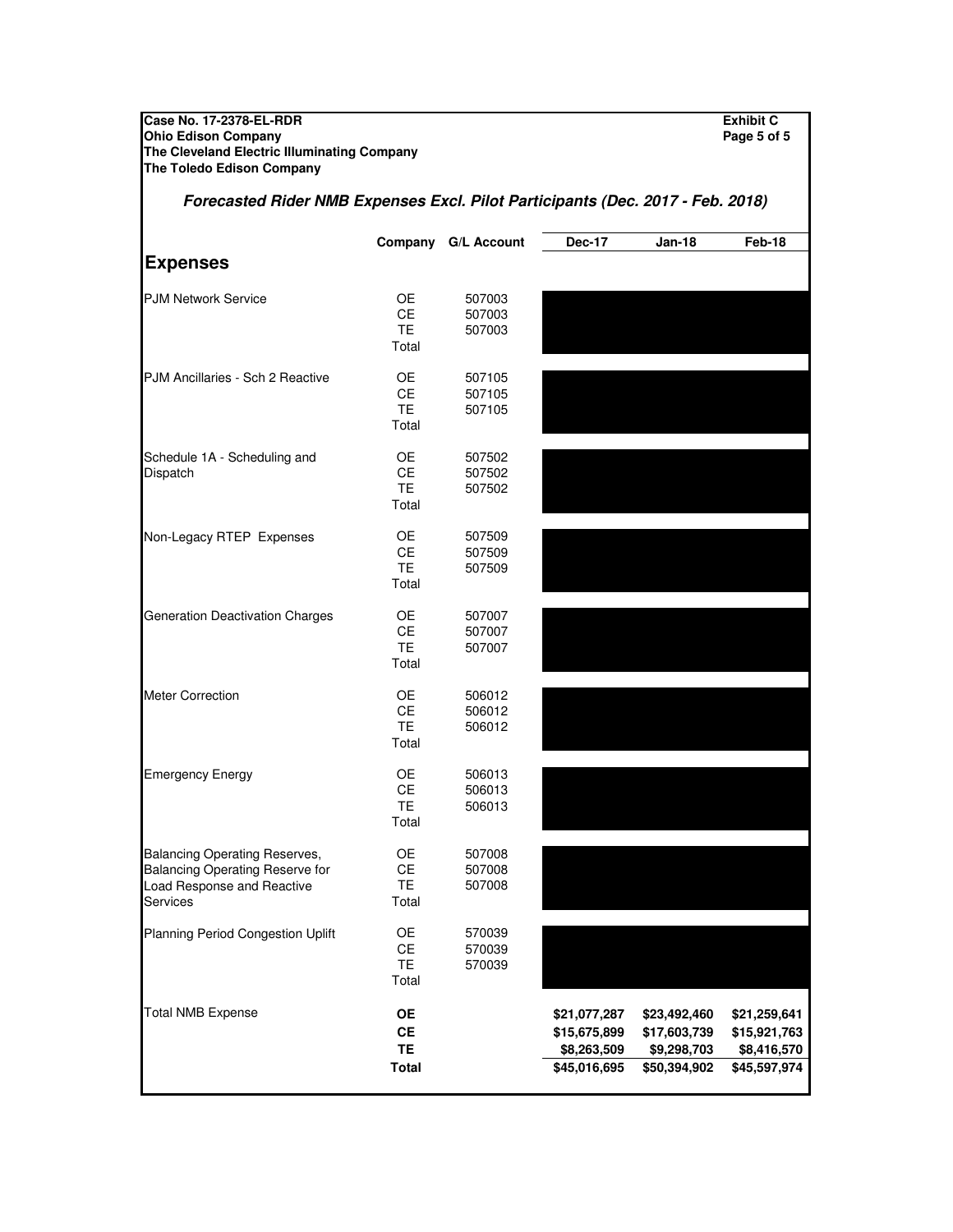Case No. 17-2378-EL-RDR
Ohio Edison Company
The Cleveland Electric Illuminating Company
The Toledo Edison Company

Exhibit C
Page 5 of 5

## *Forecasted Rider NMB Expenses Excl. Pilot Participants (Dec. 2017 - Feb. 2018)*

| | Company | G/L Account | Dec-17 | Jan-18 | Feb-18 |
|---|---|---|---|---|---|
| **Expenses** | | | | | |
| PJM Network Service | OE | 507003 | | | |
| | CE | 507003 | | | |
| | TE | 507003 | | | |
| | Total | | | | |
| PJM Ancillaries - Sch 2 Reactive | OE | 507105 | | | |
| | CE | 507105 | | | |
| | TE | 507105 | | | |
| | Total | | | | |
| Schedule 1A - Scheduling and Dispatch | OE | 507502 | | | |
| | CE | 507502 | | | |
| | TE | 507502 | | | |
| | Total | | | | |
| Non-Legacy RTEP Expenses | OE | 507509 | | | |
| | CE | 507509 | | | |
| | TE | 507509 | | | |
| | Total | | | | |
| Generation Deactivation Charges | OE | 507007 | | | |
| | CE | 507007 | | | |
| | TE | 507007 | | | |
| | Total | | | | |
| Meter Correction | OE | 506012 | | | |
| | CE | 506012 | | | |
| | TE | 506012 | | | |
| | Total | | | | |
| Emergency Energy | OE | 506013 | | | |
| | CE | 506013 | | | |
| | TE | 506013 | | | |
| | Total | | | | |
| Balancing Operating Reserves, Balancing Operating Reserve for Load Response and Reactive Services | OE | 507008 | | | |
| | CE | 507008 | | | |
| | TE | 507008 | | | |
| | Total | | | | |
| Planning Period Congestion Uplift | OE | 570039 | | | |
| | CE | 570039 | | | |
| | TE | 570039 | | | |
| | Total | | | | |
| Total NMB Expense | **OE** | | $21,077,287 | $23,492,460 | $21,259,641 |
| | **CE** | | $15,675,899 | $17,603,739 | $15,921,763 |
| | **TE** | | $8,263,509 | $9,298,703 | $8,416,570 |
| | **Total** | | $45,016,695 | $50,394,902 | $45,597,974 |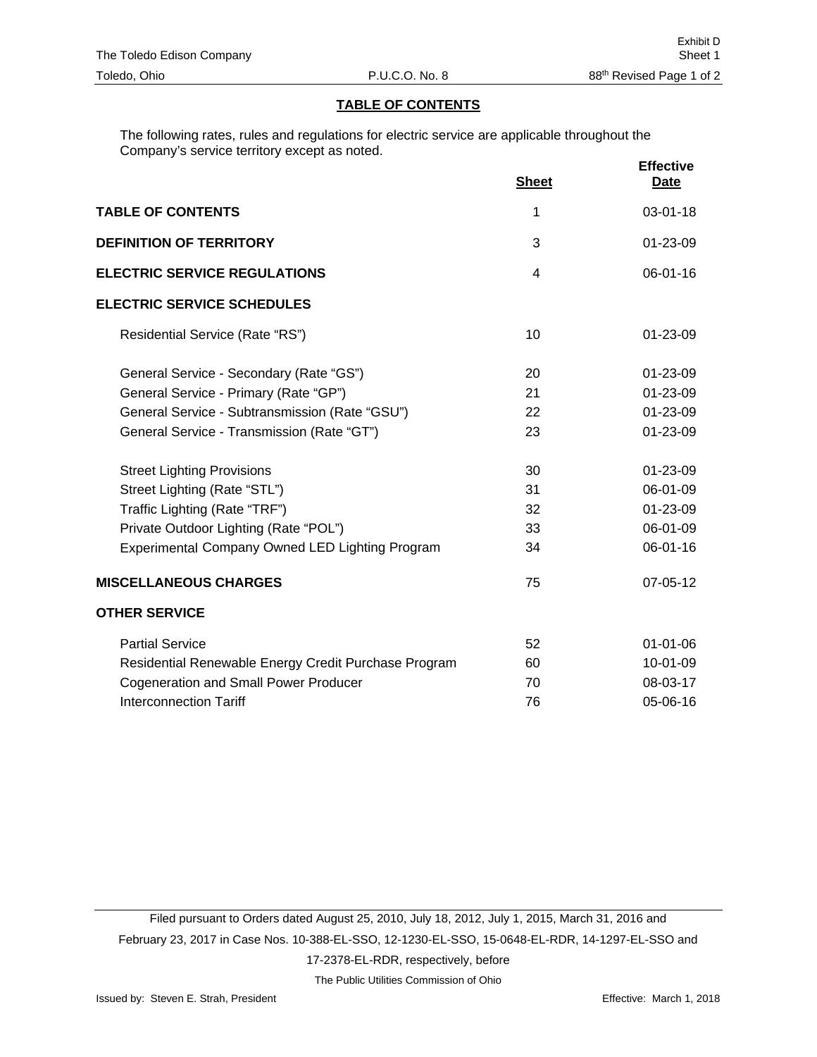## TABLE OF CONTENTS

The following rates, rules and regulations for electric service are applicable throughout the Company's service territory except as noted.

| | Sheet | Effective Date |
|---|---|---|
| **TABLE OF CONTENTS** | 1 | 03-01-18 |
| **DEFINITION OF TERRITORY** | 3 | 01-23-09 |
| **ELECTRIC SERVICE REGULATIONS** | 4 | 06-01-16 |
| **ELECTRIC SERVICE SCHEDULES** | | |
| Residential Service (Rate "RS") | 10 | 01-23-09 |
| General Service - Secondary (Rate "GS") | 20 | 01-23-09 |
| General Service - Primary (Rate "GP") | 21 | 01-23-09 |
| General Service - Subtransmission (Rate "GSU") | 22 | 01-23-09 |
| General Service - Transmission (Rate "GT") | 23 | 01-23-09 |
| Street Lighting Provisions | 30 | 01-23-09 |
| Street Lighting (Rate "STL") | 31 | 06-01-09 |
| Traffic Lighting (Rate "TRF") | 32 | 01-23-09 |
| Private Outdoor Lighting (Rate "POL") | 33 | 06-01-09 |
| Experimental Company Owned LED Lighting Program | 34 | 06-01-16 |
| **MISCELLANEOUS CHARGES** | 75 | 07-05-12 |
| **OTHER SERVICE** | | |
| Partial Service | 52 | 01-01-06 |
| Residential Renewable Energy Credit Purchase Program | 60 | 10-01-09 |
| Cogeneration and Small Power Producer | 70 | 08-03-17 |
| Interconnection Tariff | 76 | 05-06-16 |

Filed pursuant to Orders dated August 25, 2010, July 18, 2012, July 1, 2015, March 31, 2016 and February 23, 2017 in Case Nos. 10-388-EL-SSO, 12-1230-EL-SSO, 15-0648-EL-RDR, 14-1297-EL-SSO and 17-2378-EL-RDR, respectively, before

The Public Utilities Commission of Ohio

Issued by: Steven E. Strah, President

Effective: March 1, 2018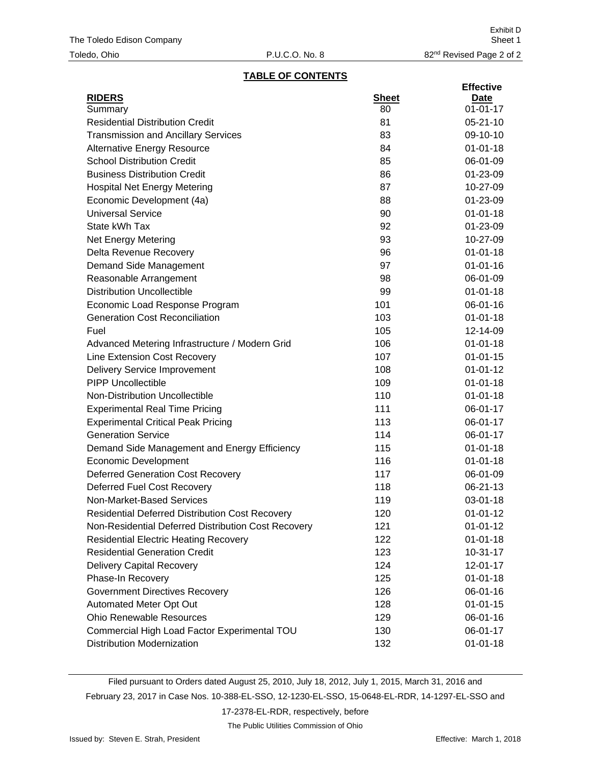# TABLE OF CONTENTS

| RIDERS | Sheet | Effective Date |
|---|---|---|
| Summary | 80 | 01-01-17 |
| Residential Distribution Credit | 81 | 05-21-10 |
| Transmission and Ancillary Services | 83 | 09-10-10 |
| Alternative Energy Resource | 84 | 01-01-18 |
| School Distribution Credit | 85 | 06-01-09 |
| Business Distribution Credit | 86 | 01-23-09 |
| Hospital Net Energy Metering | 87 | 10-27-09 |
| Economic Development (4a) | 88 | 01-23-09 |
| Universal Service | 90 | 01-01-18 |
| State kWh Tax | 92 | 01-23-09 |
| Net Energy Metering | 93 | 10-27-09 |
| Delta Revenue Recovery | 96 | 01-01-18 |
| Demand Side Management | 97 | 01-01-16 |
| Reasonable Arrangement | 98 | 06-01-09 |
| Distribution Uncollectible | 99 | 01-01-18 |
| Economic Load Response Program | 101 | 06-01-16 |
| Generation Cost Reconciliation | 103 | 01-01-18 |
| Fuel | 105 | 12-14-09 |
| Advanced Metering Infrastructure / Modern Grid | 106 | 01-01-18 |
| Line Extension Cost Recovery | 107 | 01-01-15 |
| Delivery Service Improvement | 108 | 01-01-12 |
| PIPP Uncollectible | 109 | 01-01-18 |
| Non-Distribution Uncollectible | 110 | 01-01-18 |
| Experimental Real Time Pricing | 111 | 06-01-17 |
| Experimental Critical Peak Pricing | 113 | 06-01-17 |
| Generation Service | 114 | 06-01-17 |
| Demand Side Management and Energy Efficiency | 115 | 01-01-18 |
| Economic Development | 116 | 01-01-18 |
| Deferred Generation Cost Recovery | 117 | 06-01-09 |
| Deferred Fuel Cost Recovery | 118 | 06-21-13 |
| Non-Market-Based Services | 119 | 03-01-18 |
| Residential Deferred Distribution Cost Recovery | 120 | 01-01-12 |
| Non-Residential Deferred Distribution Cost Recovery | 121 | 01-01-12 |
| Residential Electric Heating Recovery | 122 | 01-01-18 |
| Residential Generation Credit | 123 | 10-31-17 |
| Delivery Capital Recovery | 124 | 12-01-17 |
| Phase-In Recovery | 125 | 01-01-18 |
| Government Directives Recovery | 126 | 06-01-16 |
| Automated Meter Opt Out | 128 | 01-01-15 |
| Ohio Renewable Resources | 129 | 06-01-16 |
| Commercial High Load Factor Experimental TOU | 130 | 06-01-17 |
| Distribution Modernization | 132 | 01-01-18 |

Filed pursuant to Orders dated August 25, 2010, July 18, 2012, July 1, 2015, March 31, 2016 and February 23, 2017 in Case Nos. 10-388-EL-SSO, 12-1230-EL-SSO, 15-0648-EL-RDR, 14-1297-EL-SSO and 17-2378-EL-RDR, respectively, before

The Public Utilities Commission of Ohio

Issued by: Steven E. Strah, President

Effective: March 1, 2018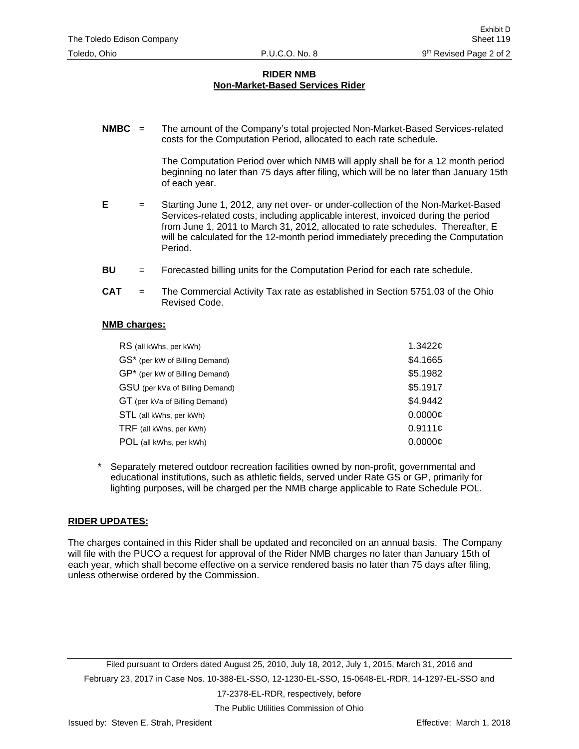## RIDER NMB
## Non-Market-Based Services Rider

**NMBC** = The amount of the Company's total projected Non-Market-Based Services-related costs for the Computation Period, allocated to each rate schedule.

The Computation Period over which NMB will apply shall be for a 12 month period beginning no later than 75 days after filing, which will be no later than January 15th of each year.

**E** = Starting June 1, 2012, any net over- or under-collection of the Non-Market-Based Services-related costs, including applicable interest, invoiced during the period from June 1, 2011 to March 31, 2012, allocated to rate schedules. Thereafter, E will be calculated for the 12-month period immediately preceding the Computation Period.

**BU** = Forecasted billing units for the Computation Period for each rate schedule.

**CAT** = The Commercial Activity Tax rate as established in Section 5751.03 of the Ohio Revised Code.

**NMB charges:**

| Rate Schedule | Charge |
|---|---|
| RS (all kWhs, per kWh) | 1.3422¢ |
| GS* (per kW of Billing Demand) | $4.1665 |
| GP* (per kW of Billing Demand) | $5.1982 |
| GSU (per kVa of Billing Demand) | $5.1917 |
| GT (per kVa of Billing Demand) | $4.9442 |
| STL (all kWhs, per kWh) | 0.0000¢ |
| TRF (all kWhs, per kWh) | 0.9111¢ |
| POL (all kWhs, per kWh) | 0.0000¢ |

\* Separately metered outdoor recreation facilities owned by non-profit, governmental and educational institutions, such as athletic fields, served under Rate GS or GP, primarily for lighting purposes, will be charged per the NMB charge applicable to Rate Schedule POL.

**RIDER UPDATES:**

The charges contained in this Rider shall be updated and reconciled on an annual basis. The Company will file with the PUCO a request for approval of the Rider NMB charges no later than January 15th of each year, which shall become effective on a service rendered basis no later than 75 days after filing, unless otherwise ordered by the Commission.

Filed pursuant to Orders dated August 25, 2010, July 18, 2012, July 1, 2015, March 31, 2016 and February 23, 2017 in Case Nos. 10-388-EL-SSO, 12-1230-EL-SSO, 15-0648-EL-RDR, 14-1297-EL-SSO and 17-2378-EL-RDR, respectively, before The Public Utilities Commission of Ohio

Issued by: Steven E. Strah, President — Effective: March 1, 2018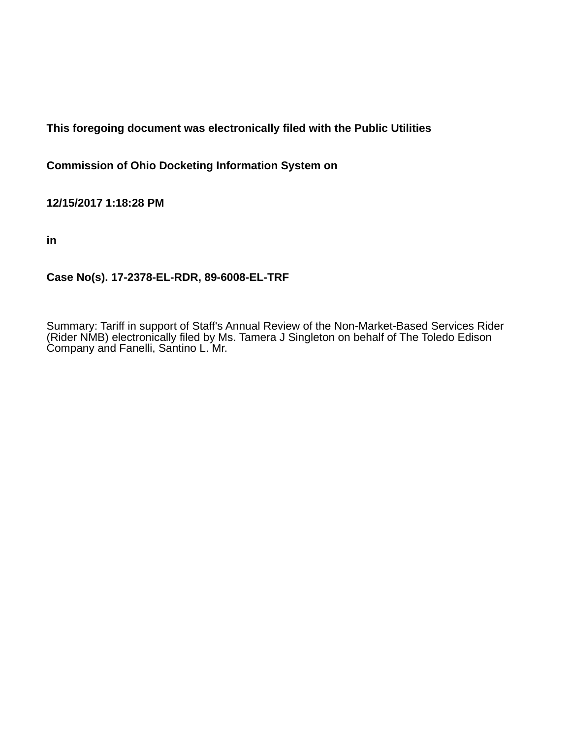**This foregoing document was electronically filed with the Public Utilities**

**Commission of Ohio Docketing Information System on**

**12/15/2017 1:18:28 PM**

**in**

**Case No(s). 17-2378-EL-RDR, 89-6008-EL-TRF**

Summary: Tariff in support of Staff's Annual Review of the Non-Market-Based Services Rider (Rider NMB) electronically filed by Ms. Tamera J Singleton on behalf of The Toledo Edison Company and Fanelli, Santino L. Mr.